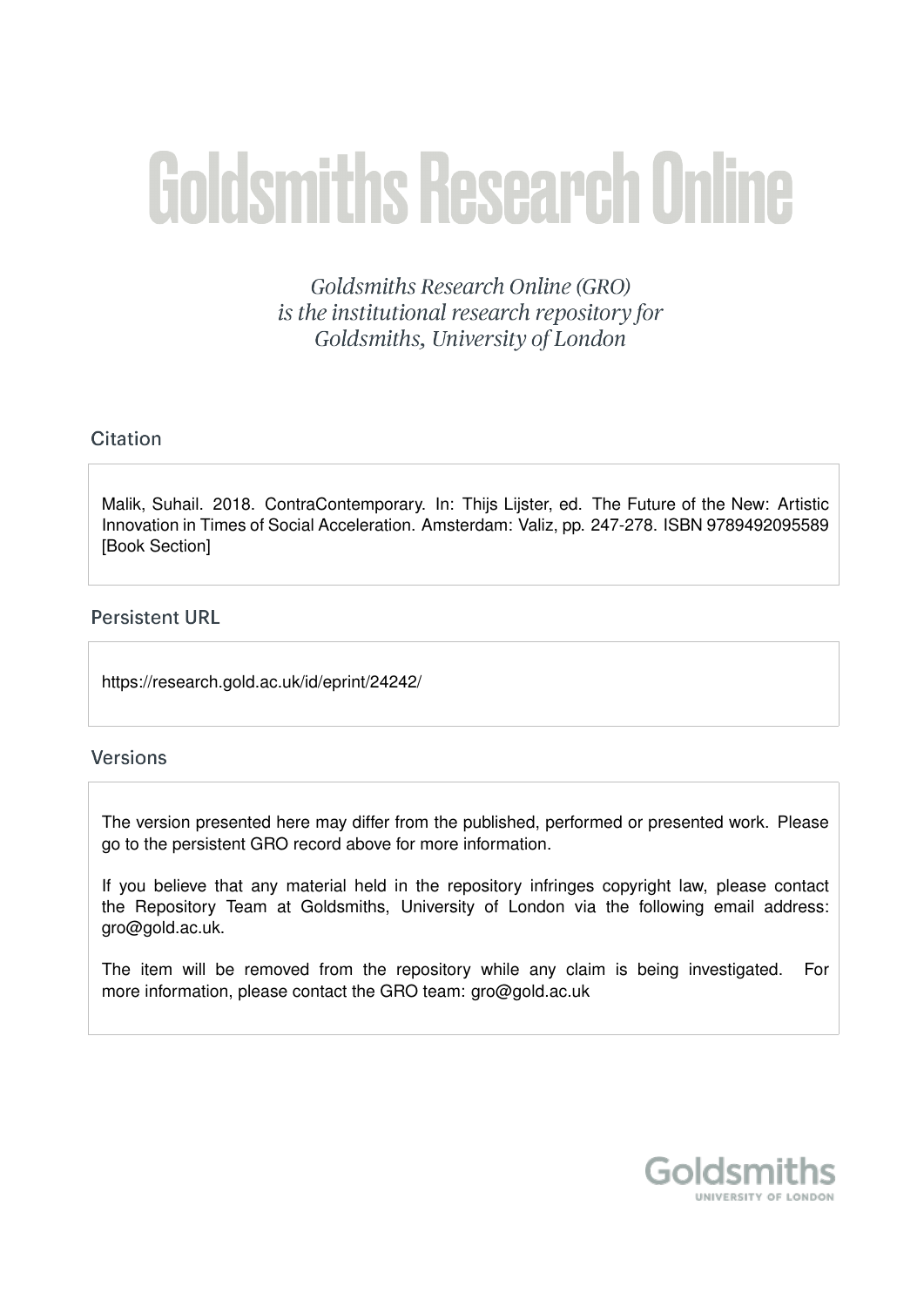# Goldsmiths Research Online

*Goldsmiths Research Online (GRO) is the institutional research repository for Goldsmiths, University of London*

## Citation

Malik, Suhail. 2018. ContraContemporary. In: Thijs Lijster, ed. The Future of the New: Artistic Innovation in Times of Social Acceleration. Amsterdam: Valiz, pp. 247-278. ISBN 9789492095589 [Book Section]

## Persistent URL

https://research.gold.ac.uk/id/eprint/24242/

## Versions

The version presented here may differ from the published, performed or presented work. Please go to the persistent GRO record above for more information.

If you believe that any material held in the repository infringes copyright law, please contact the Repository Team at Goldsmiths, University of London via the following email address: gro@gold.ac.uk.

The item will be removed from the repository while any claim is being investigated. For more information, please contact the GRO team: gro@gold.ac.uk

Goldsmiths
UNIVERSITY OF LONDON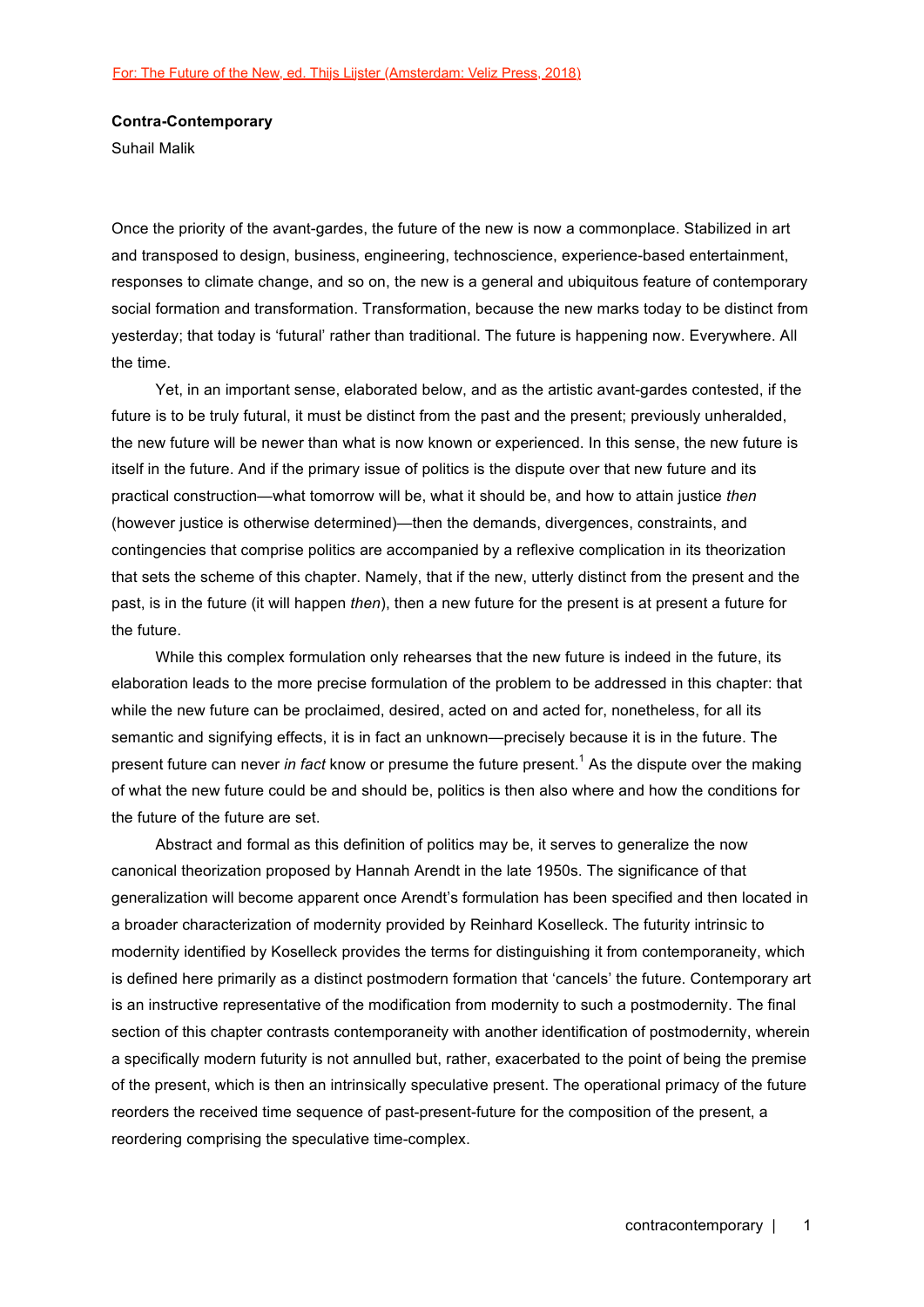For: The Future of the New, ed. Thijs Lijster (Amsterdam: Veliz Press, 2018)

**Contra-Contemporary**

Suhail Malik

Once the priority of the avant-gardes, the future of the new is now a commonplace. Stabilized in art and transposed to design, business, engineering, technoscience, experience-based entertainment, responses to climate change, and so on, the new is a general and ubiquitous feature of contemporary social formation and transformation. Transformation, because the new marks today to be distinct from yesterday; that today is 'futural' rather than traditional. The future is happening now. Everywhere. All the time.

Yet, in an important sense, elaborated below, and as the artistic avant-gardes contested, if the future is to be truly futural, it must be distinct from the past and the present; previously unheralded, the new future will be newer than what is now known or experienced. In this sense, the new future is itself in the future. And if the primary issue of politics is the dispute over that new future and its practical construction—what tomorrow will be, what it should be, and how to attain justice *then* (however justice is otherwise determined)—then the demands, divergences, constraints, and contingencies that comprise politics are accompanied by a reflexive complication in its theorization that sets the scheme of this chapter. Namely, that if the new, utterly distinct from the present and the past, is in the future (it will happen *then*), then a new future for the present is at present a future for the future.

While this complex formulation only rehearses that the new future is indeed in the future, its elaboration leads to the more precise formulation of the problem to be addressed in this chapter: that while the new future can be proclaimed, desired, acted on and acted for, nonetheless, for all its semantic and signifying effects, it is in fact an unknown—precisely because it is in the future. The present future can never *in fact* know or presume the future present.[1] As the dispute over the making of what the new future could be and should be, politics is then also where and how the conditions for the future of the future are set.

Abstract and formal as this definition of politics may be, it serves to generalize the now canonical theorization proposed by Hannah Arendt in the late 1950s. The significance of that generalization will become apparent once Arendt's formulation has been specified and then located in a broader characterization of modernity provided by Reinhard Koselleck. The futurity intrinsic to modernity identified by Koselleck provides the terms for distinguishing it from contemporaneity, which is defined here primarily as a distinct postmodern formation that 'cancels' the future. Contemporary art is an instructive representative of the modification from modernity to such a postmodernity. The final section of this chapter contrasts contemporaneity with another identification of postmodernity, wherein a specifically modern futurity is not annulled but, rather, exacerbated to the point of being the premise of the present, which is then an intrinsically speculative present. The operational primacy of the future reorders the received time sequence of past-present-future for the composition of the present, a reordering comprising the speculative time-complex.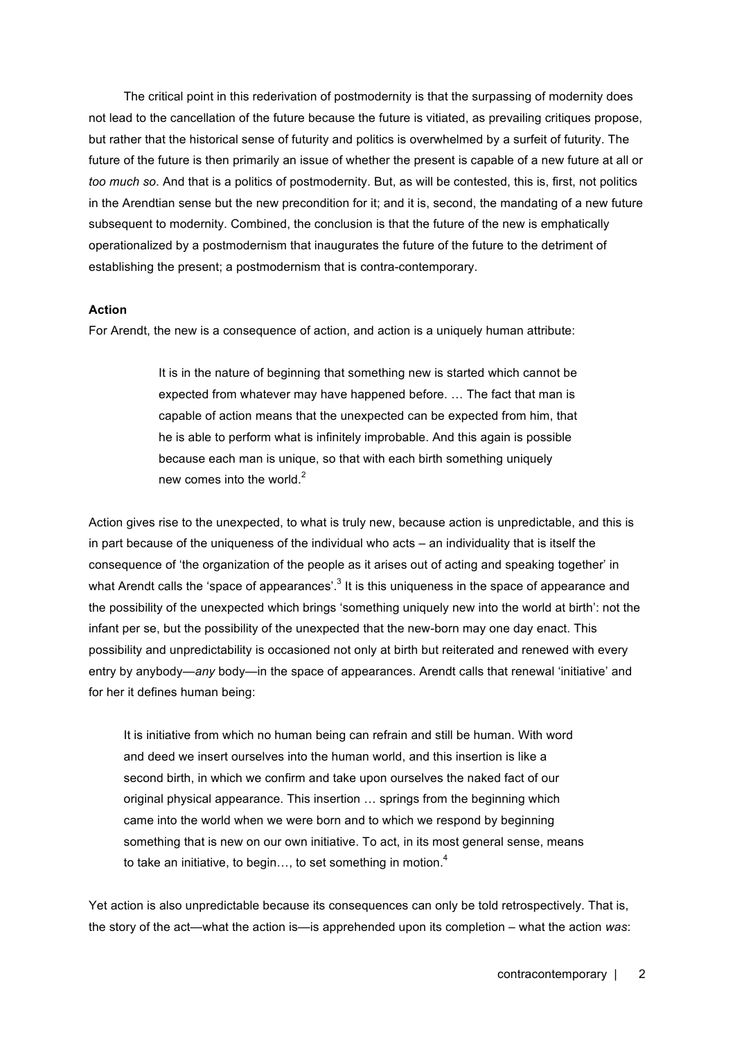The critical point in this rederivation of postmodernity is that the surpassing of modernity does not lead to the cancellation of the future because the future is vitiated, as prevailing critiques propose, but rather that the historical sense of futurity and politics is overwhelmed by a surfeit of futurity. The future of the future is then primarily an issue of whether the present is capable of a new future at all or *too much so*. And that is a politics of postmodernity. But, as will be contested, this is, first, not politics in the Arendtian sense but the new precondition for it; and it is, second, the mandating of a new future subsequent to modernity. Combined, the conclusion is that the future of the new is emphatically operationalized by a postmodernism that inaugurates the future of the future to the detriment of establishing the present; a postmodernism that is contra-contemporary.

**Action**

For Arendt, the new is a consequence of action, and action is a uniquely human attribute:

> It is in the nature of beginning that something new is started which cannot be expected from whatever may have happened before. … The fact that man is capable of action means that the unexpected can be expected from him, that he is able to perform what is infinitely improbable. And this again is possible because each man is unique, so that with each birth something uniquely new comes into the world.[2]

Action gives rise to the unexpected, to what is truly new, because action is unpredictable, and this is in part because of the uniqueness of the individual who acts – an individuality that is itself the consequence of 'the organization of the people as it arises out of acting and speaking together' in what Arendt calls the 'space of appearances'.[3] It is this uniqueness in the space of appearance and the possibility of the unexpected which brings 'something uniquely new into the world at birth': not the infant per se, but the possibility of the unexpected that the new-born may one day enact. This possibility and unpredictability is occasioned not only at birth but reiterated and renewed with every entry by anybody—*any* body—in the space of appearances. Arendt calls that renewal 'initiative' and for her it defines human being:

> It is initiative from which no human being can refrain and still be human. With word and deed we insert ourselves into the human world, and this insertion is like a second birth, in which we confirm and take upon ourselves the naked fact of our original physical appearance. This insertion … springs from the beginning which came into the world when we were born and to which we respond by beginning something that is new on our own initiative. To act, in its most general sense, means to take an initiative, to begin…, to set something in motion.[4]

Yet action is also unpredictable because its consequences can only be told retrospectively. That is, the story of the act—what the action is—is apprehended upon its completion – what the action *was*: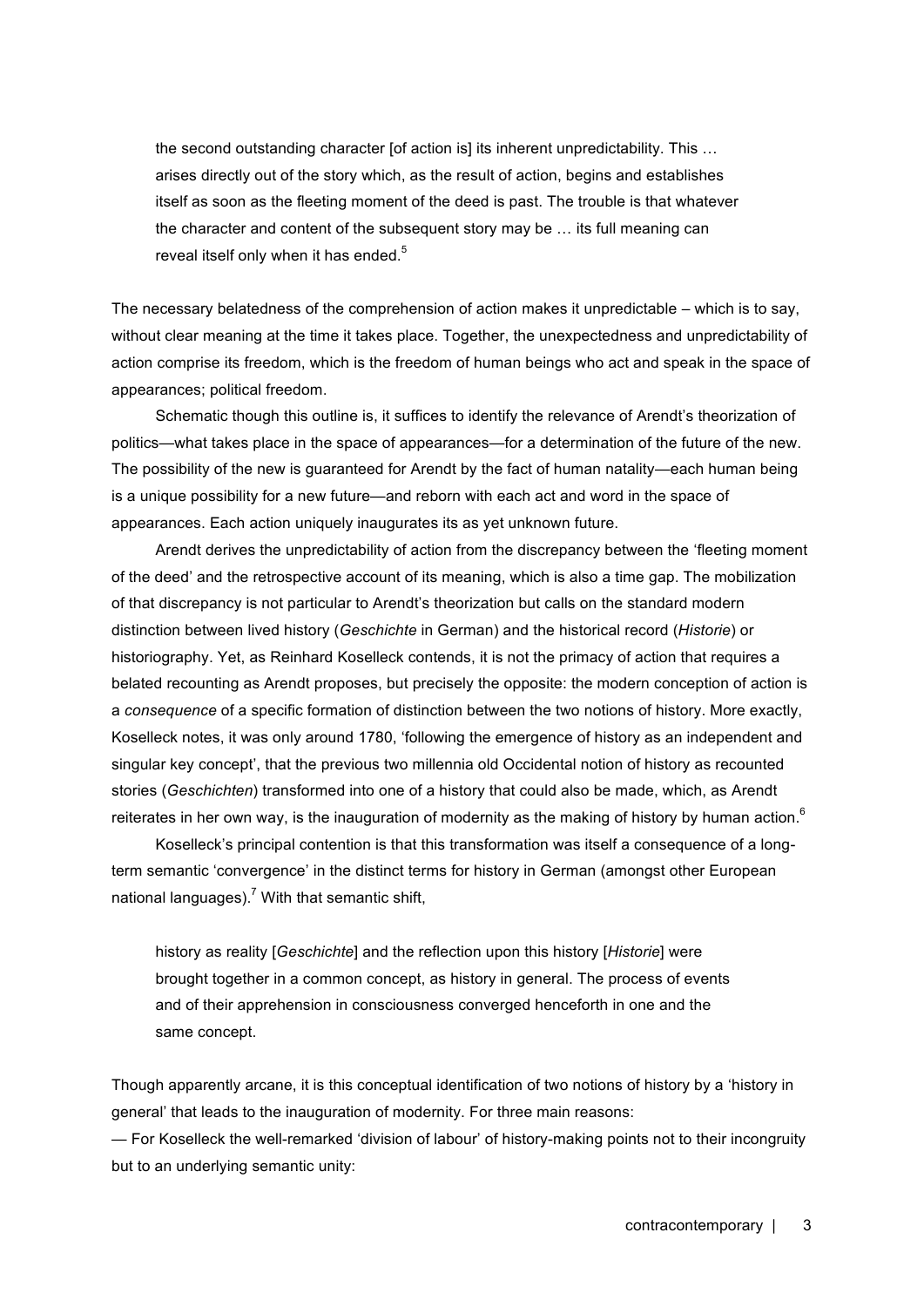> the second outstanding character [of action is] its inherent unpredictability. This … arises directly out of the story which, as the result of action, begins and establishes itself as soon as the fleeting moment of the deed is past. The trouble is that whatever the character and content of the subsequent story may be … its full meaning can reveal itself only when it has ended.[5]

The necessary belatedness of the comprehension of action makes it unpredictable – which is to say, without clear meaning at the time it takes place. Together, the unexpectedness and unpredictability of action comprise its freedom, which is the freedom of human beings who act and speak in the space of appearances; political freedom.

Schematic though this outline is, it suffices to identify the relevance of Arendt's theorization of politics—what takes place in the space of appearances—for a determination of the future of the new. The possibility of the new is guaranteed for Arendt by the fact of human natality—each human being is a unique possibility for a new future—and reborn with each act and word in the space of appearances. Each action uniquely inaugurates its as yet unknown future.

Arendt derives the unpredictability of action from the discrepancy between the 'fleeting moment of the deed' and the retrospective account of its meaning, which is also a time gap. The mobilization of that discrepancy is not particular to Arendt's theorization but calls on the standard modern distinction between lived history (*Geschichte* in German) and the historical record (*Historie*) or historiography. Yet, as Reinhard Koselleck contends, it is not the primacy of action that requires a belated recounting as Arendt proposes, but precisely the opposite: the modern conception of action is a *consequence* of a specific formation of distinction between the two notions of history. More exactly, Koselleck notes, it was only around 1780, 'following the emergence of history as an independent and singular key concept', that the previous two millennia old Occidental notion of history as recounted stories (*Geschichten*) transformed into one of a history that could also be made, which, as Arendt reiterates in her own way, is the inauguration of modernity as the making of history by human action.[6]

Koselleck's principal contention is that this transformation was itself a consequence of a long-term semantic 'convergence' in the distinct terms for history in German (amongst other European national languages).[7] With that semantic shift,

> history as reality [*Geschichte*] and the reflection upon this history [*Historie*] were brought together in a common concept, as history in general. The process of events and of their apprehension in consciousness converged henceforth in one and the same concept.

Though apparently arcane, it is this conceptual identification of two notions of history by a 'history in general' that leads to the inauguration of modernity. For three main reasons:

— For Koselleck the well-remarked 'division of labour' of history-making points not to their incongruity but to an underlying semantic unity: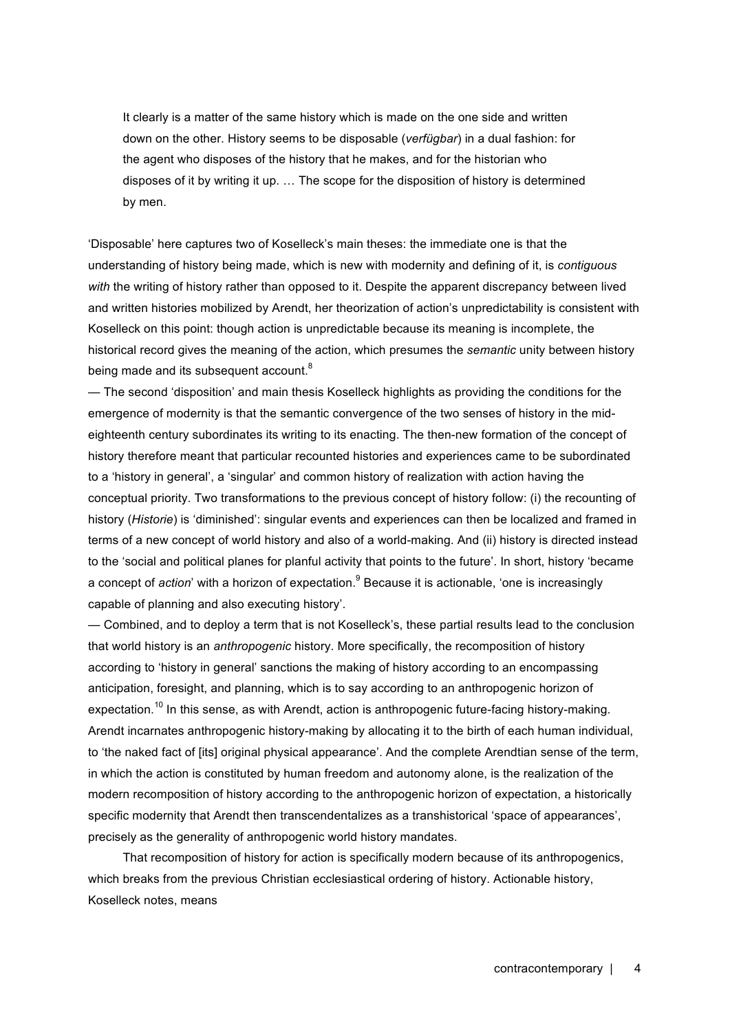> It clearly is a matter of the same history which is made on the one side and written down on the other. History seems to be disposable (*verfügbar*) in a dual fashion: for the agent who disposes of the history that he makes, and for the historian who disposes of it by writing it up. … The scope for the disposition of history is determined by men.

'Disposable' here captures two of Koselleck's main theses: the immediate one is that the understanding of history being made, which is new with modernity and defining of it, is *contiguous with* the writing of history rather than opposed to it. Despite the apparent discrepancy between lived and written histories mobilized by Arendt, her theorization of action's unpredictability is consistent with Koselleck on this point: though action is unpredictable because its meaning is incomplete, the historical record gives the meaning of the action, which presumes the *semantic* unity between history being made and its subsequent account.[8]

— The second 'disposition' and main thesis Koselleck highlights as providing the conditions for the emergence of modernity is that the semantic convergence of the two senses of history in the mid-eighteenth century subordinates its writing to its enacting. The then-new formation of the concept of history therefore meant that particular recounted histories and experiences came to be subordinated to a 'history in general', a 'singular' and common history of realization with action having the conceptual priority. Two transformations to the previous concept of history follow: (i) the recounting of history (*Historie*) is 'diminished': singular events and experiences can then be localized and framed in terms of a new concept of world history and also of a world-making. And (ii) history is directed instead to the 'social and political planes for planful activity that points to the future'. In short, history 'became a concept of *action*' with a horizon of expectation.[9] Because it is actionable, 'one is increasingly capable of planning and also executing history'.

— Combined, and to deploy a term that is not Koselleck's, these partial results lead to the conclusion that world history is an *anthropogenic* history. More specifically, the recomposition of history according to 'history in general' sanctions the making of history according to an encompassing anticipation, foresight, and planning, which is to say according to an anthropogenic horizon of expectation.[10] In this sense, as with Arendt, action is anthropogenic future-facing history-making. Arendt incarnates anthropogenic history-making by allocating it to the birth of each human individual, to 'the naked fact of [its] original physical appearance'. And the complete Arendtian sense of the term, in which the action is constituted by human freedom and autonomy alone, is the realization of the modern recomposition of history according to the anthropogenic horizon of expectation, a historically specific modernity that Arendt then transcendentalizes as a transhistorical 'space of appearances', precisely as the generality of anthropogenic world history mandates.

That recomposition of history for action is specifically modern because of its anthropogenics, which breaks from the previous Christian ecclesiastical ordering of history. Actionable history, Koselleck notes, means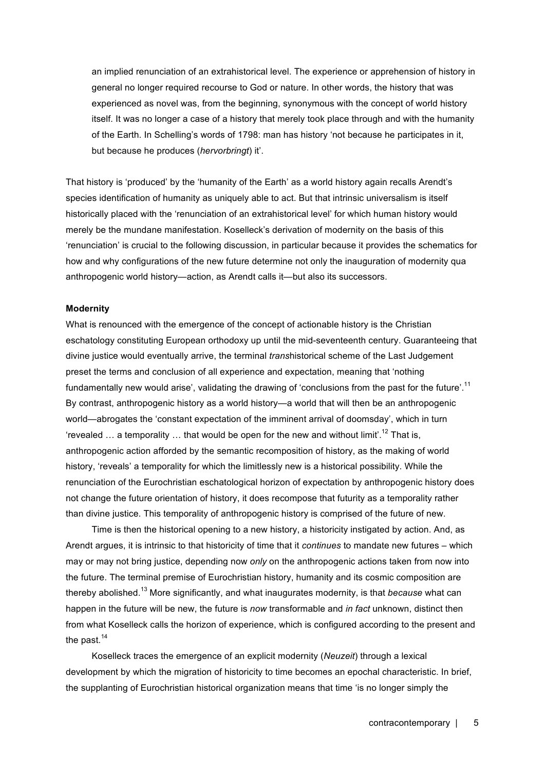> an implied renunciation of an extrahistorical level. The experience or apprehension of history in general no longer required recourse to God or nature. In other words, the history that was experienced as novel was, from the beginning, synonymous with the concept of world history itself. It was no longer a case of a history that merely took place through and with the humanity of the Earth. In Schelling's words of 1798: man has history 'not because he participates in it, but because he produces (*hervorbringt*) it'.

That history is 'produced' by the 'humanity of the Earth' as a world history again recalls Arendt's species identification of humanity as uniquely able to act. But that intrinsic universalism is itself historically placed with the 'renunciation of an extrahistorical level' for which human history would merely be the mundane manifestation. Koselleck's derivation of modernity on the basis of this 'renunciation' is crucial to the following discussion, in particular because it provides the schematics for how and why configurations of the new future determine not only the inauguration of modernity qua anthropogenic world history—action, as Arendt calls it—but also its successors.

**Modernity**

What is renounced with the emergence of the concept of actionable history is the Christian eschatology constituting European orthodoxy up until the mid-seventeenth century. Guaranteeing that divine justice would eventually arrive, the terminal *trans*historical scheme of the Last Judgement preset the terms and conclusion of all experience and expectation, meaning that 'nothing fundamentally new would arise', validating the drawing of 'conclusions from the past for the future'.[11] By contrast, anthropogenic history as a world history—a world that will then be an anthropogenic world—abrogates the 'constant expectation of the imminent arrival of doomsday', which in turn 'revealed … a temporality … that would be open for the new and without limit'.[12] That is, anthropogenic action afforded by the semantic recomposition of history, as the making of world history, 'reveals' a temporality for which the limitlessly new is a historical possibility. While the renunciation of the Eurochristian eschatological horizon of expectation by anthropogenic history does not change the future orientation of history, it does recompose that futurity as a temporality rather than divine justice. This temporality of anthropogenic history is comprised of the future of new.

Time is then the historical opening to a new history, a historicity instigated by action. And, as Arendt argues, it is intrinsic to that historicity of time that it *continues* to mandate new futures – which may or may not bring justice, depending now *only* on the anthropogenic actions taken from now into the future. The terminal premise of Eurochristian history, humanity and its cosmic composition are thereby abolished.[13] More significantly, and what inaugurates modernity, is that *because* what can happen in the future will be new, the future is *now* transformable and *in fact* unknown, distinct then from what Koselleck calls the horizon of experience, which is configured according to the present and the past.[14]

Koselleck traces the emergence of an explicit modernity (*Neuzeit*) through a lexical development by which the migration of historicity to time becomes an epochal characteristic. In brief, the supplanting of Eurochristian historical organization means that time 'is no longer simply the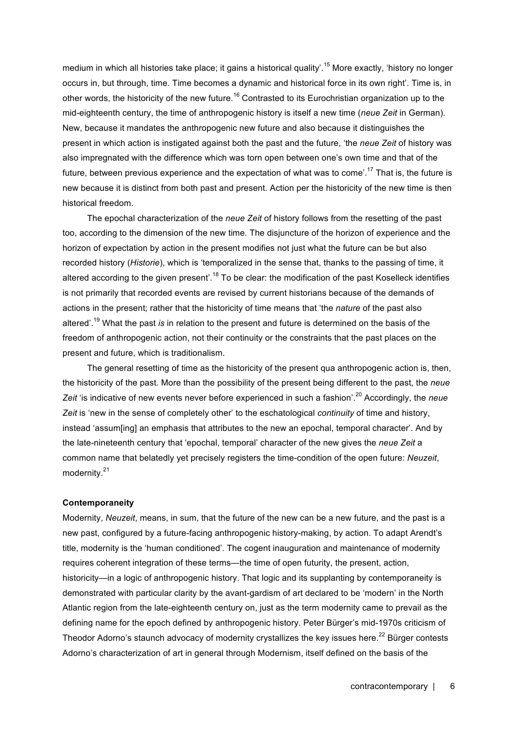medium in which all histories take place; it gains a historical quality'.[15] More exactly, 'history no longer occurs in, but through, time. Time becomes a dynamic and historical force in its own right'. Time is, in other words, the historicity of the new future.[16] Contrasted to its Eurochristian organization up to the mid-eighteenth century, the time of anthropogenic history is itself a new time (*neue Zeit* in German). New, because it mandates the anthropogenic new future and also because it distinguishes the present in which action is instigated against both the past and the future, 'the *neue Zeit* of history was also impregnated with the difference which was torn open between one's own time and that of the future, between previous experience and the expectation of what was to come'.[17] That is, the future is new because it is distinct from both past and present. Action per the historicity of the new time is then historical freedom.

The epochal characterization of the *neue Zeit* of history follows from the resetting of the past too, according to the dimension of the new time. The disjuncture of the horizon of experience and the horizon of expectation by action in the present modifies not just what the future can be but also recorded history (*Historie*), which is 'temporalized in the sense that, thanks to the passing of time, it altered according to the given present'.[18] To be clear: the modification of the past Koselleck identifies is not primarily that recorded events are revised by current historians because of the demands of actions in the present; rather that the historicity of time means that 'the *nature* of the past also altered'.[19] What the past *is* in relation to the present and future is determined on the basis of the freedom of anthropogenic action, not their continuity or the constraints that the past places on the present and future, which is traditionalism.

The general resetting of time as the historicity of the present qua anthropogenic action is, then, the historicity of the past. More than the possibility of the present being different to the past, the *neue Zeit* 'is indicative of new events never before experienced in such a fashion'.[20] Accordingly, the *neue Zeit* is 'new in the sense of completely other' to the eschatological *continuity* of time and history, instead 'assum[ing] an emphasis that attributes to the new an epochal, temporal character'. And by the late-nineteenth century that 'epochal, temporal' character of the new gives the *neue Zeit* a common name that belatedly yet precisely registers the time-condition of the open future: *Neuzeit*, modernity.[21]

**Contemporaneity**

Modernity, *Neuzeit*, means, in sum, that the future of the new can be a new future, and the past is a new past, configured by a future-facing anthropogenic history-making, by action. To adapt Arendt's title, modernity is the 'human conditioned'. The cogent inauguration and maintenance of modernity requires coherent integration of these terms—the time of open futurity, the present, action, historicity—in a logic of anthropogenic history. That logic and its supplanting by contemporaneity is demonstrated with particular clarity by the avant-gardism of art declared to be 'modern' in the North Atlantic region from the late-eighteenth century on, just as the term modernity came to prevail as the defining name for the epoch defined by anthropogenic history. Peter Bürger's mid-1970s criticism of Theodor Adorno's staunch advocacy of modernity crystallizes the key issues here.[22] Bürger contests Adorno's characterization of art in general through Modernism, itself defined on the basis of the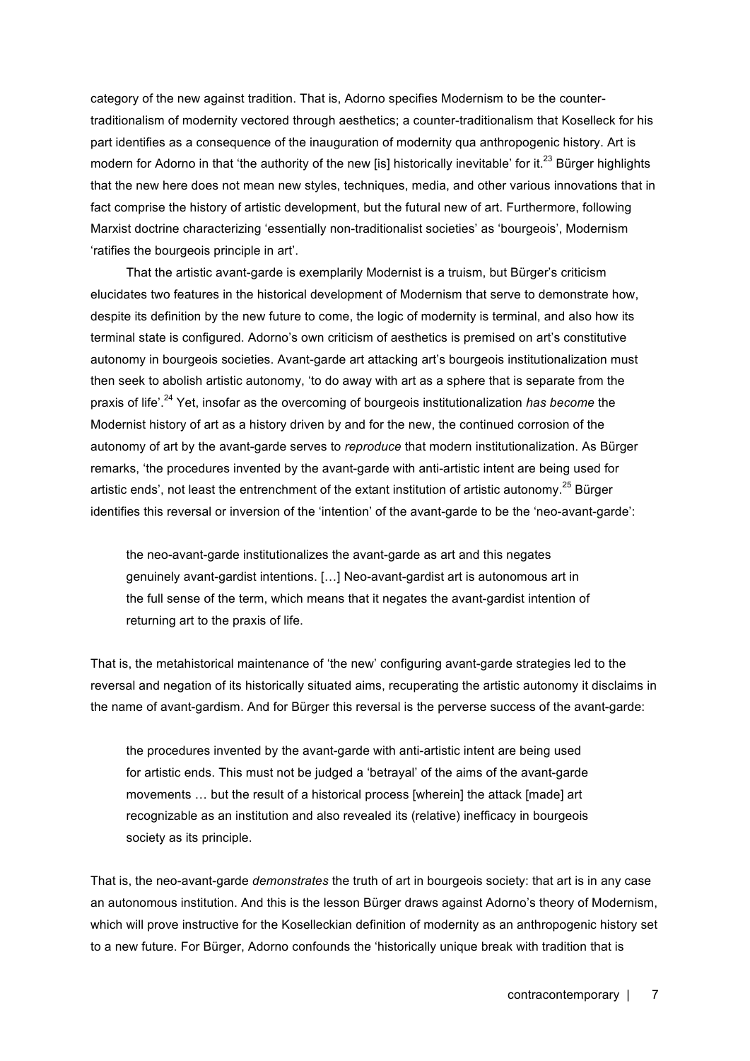category of the new against tradition. That is, Adorno specifies Modernism to be the counter-traditionalism of modernity vectored through aesthetics; a counter-traditionalism that Koselleck for his part identifies as a consequence of the inauguration of modernity qua anthropogenic history. Art is modern for Adorno in that 'the authority of the new [is] historically inevitable' for it.[23] Bürger highlights that the new here does not mean new styles, techniques, media, and other various innovations that in fact comprise the history of artistic development, but the futural new of art. Furthermore, following Marxist doctrine characterizing 'essentially non-traditionalist societies' as 'bourgeois', Modernism 'ratifies the bourgeois principle in art'.

That the artistic avant-garde is exemplarily Modernist is a truism, but Bürger's criticism elucidates two features in the historical development of Modernism that serve to demonstrate how, despite its definition by the new future to come, the logic of modernity is terminal, and also how its terminal state is configured. Adorno's own criticism of aesthetics is premised on art's constitutive autonomy in bourgeois societies. Avant-garde art attacking art's bourgeois institutionalization must then seek to abolish artistic autonomy, 'to do away with art as a sphere that is separate from the praxis of life'.[24] Yet, insofar as the overcoming of bourgeois institutionalization *has become* the Modernist history of art as a history driven by and for the new, the continued corrosion of the autonomy of art by the avant-garde serves to *reproduce* that modern institutionalization. As Bürger remarks, 'the procedures invented by the avant-garde with anti-artistic intent are being used for artistic ends', not least the entrenchment of the extant institution of artistic autonomy.[25] Bürger identifies this reversal or inversion of the 'intention' of the avant-garde to be the 'neo-avant-garde':

> the neo-avant-garde institutionalizes the avant-garde as art and this negates genuinely avant-gardist intentions. […] Neo-avant-gardist art is autonomous art in the full sense of the term, which means that it negates the avant-gardist intention of returning art to the praxis of life.

That is, the metahistorical maintenance of 'the new' configuring avant-garde strategies led to the reversal and negation of its historically situated aims, recuperating the artistic autonomy it disclaims in the name of avant-gardism. And for Bürger this reversal is the perverse success of the avant-garde:

> the procedures invented by the avant-garde with anti-artistic intent are being used for artistic ends. This must not be judged a 'betrayal' of the aims of the avant-garde movements … but the result of a historical process [wherein] the attack [made] art recognizable as an institution and also revealed its (relative) inefficacy in bourgeois society as its principle.

That is, the neo-avant-garde *demonstrates* the truth of art in bourgeois society: that art is in any case an autonomous institution. And this is the lesson Bürger draws against Adorno's theory of Modernism, which will prove instructive for the Koselleckian definition of modernity as an anthropogenic history set to a new future. For Bürger, Adorno confounds the 'historically unique break with tradition that is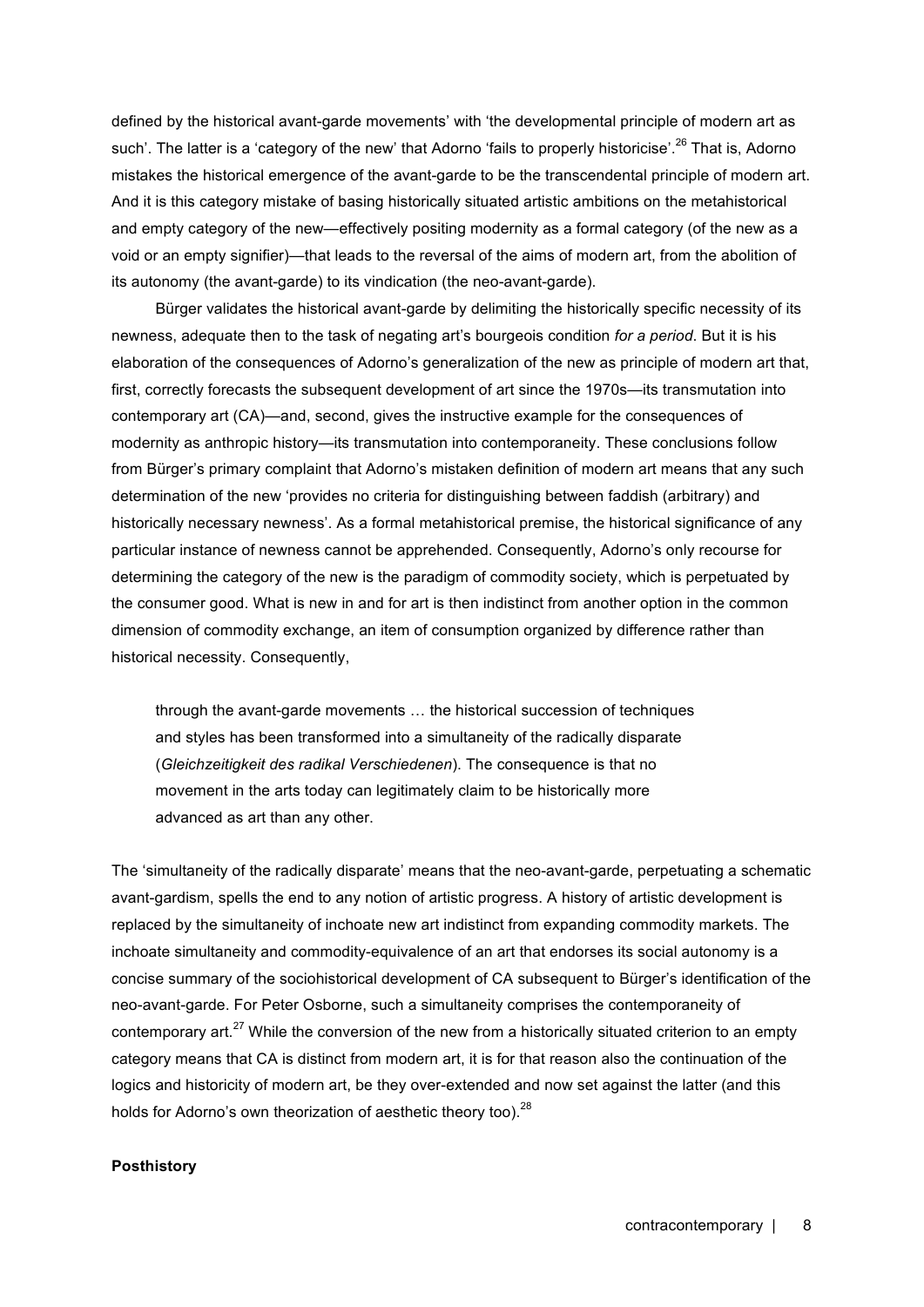defined by the historical avant-garde movements' with 'the developmental principle of modern art as such'. The latter is a 'category of the new' that Adorno 'fails to properly historicise'.[26] That is, Adorno mistakes the historical emergence of the avant-garde to be the transcendental principle of modern art. And it is this category mistake of basing historically situated artistic ambitions on the metahistorical and empty category of the new—effectively positing modernity as a formal category (of the new as a void or an empty signifier)—that leads to the reversal of the aims of modern art, from the abolition of its autonomy (the avant-garde) to its vindication (the neo-avant-garde).

Bürger validates the historical avant-garde by delimiting the historically specific necessity of its newness, adequate then to the task of negating art's bourgeois condition *for a period*. But it is his elaboration of the consequences of Adorno's generalization of the new as principle of modern art that, first, correctly forecasts the subsequent development of art since the 1970s—its transmutation into contemporary art (CA)—and, second, gives the instructive example for the consequences of modernity as anthropic history—its transmutation into contemporaneity. These conclusions follow from Bürger's primary complaint that Adorno's mistaken definition of modern art means that any such determination of the new 'provides no criteria for distinguishing between faddish (arbitrary) and historically necessary newness'. As a formal metahistorical premise, the historical significance of any particular instance of newness cannot be apprehended. Consequently, Adorno's only recourse for determining the category of the new is the paradigm of commodity society, which is perpetuated by the consumer good. What is new in and for art is then indistinct from another option in the common dimension of commodity exchange, an item of consumption organized by difference rather than historical necessity. Consequently,

> through the avant-garde movements … the historical succession of techniques and styles has been transformed into a simultaneity of the radically disparate (*Gleichzeitigkeit des radikal Verschiedenen*). The consequence is that no movement in the arts today can legitimately claim to be historically more advanced as art than any other.

The 'simultaneity of the radically disparate' means that the neo-avant-garde, perpetuating a schematic avant-gardism, spells the end to any notion of artistic progress. A history of artistic development is replaced by the simultaneity of inchoate new art indistinct from expanding commodity markets. The inchoate simultaneity and commodity-equivalence of an art that endorses its social autonomy is a concise summary of the sociohistorical development of CA subsequent to Bürger's identification of the neo-avant-garde. For Peter Osborne, such a simultaneity comprises the contemporaneity of contemporary art.[27] While the conversion of the new from a historically situated criterion to an empty category means that CA is distinct from modern art, it is for that reason also the continuation of the logics and historicity of modern art, be they over-extended and now set against the latter (and this holds for Adorno's own theorization of aesthetic theory too).[28]

**Posthistory**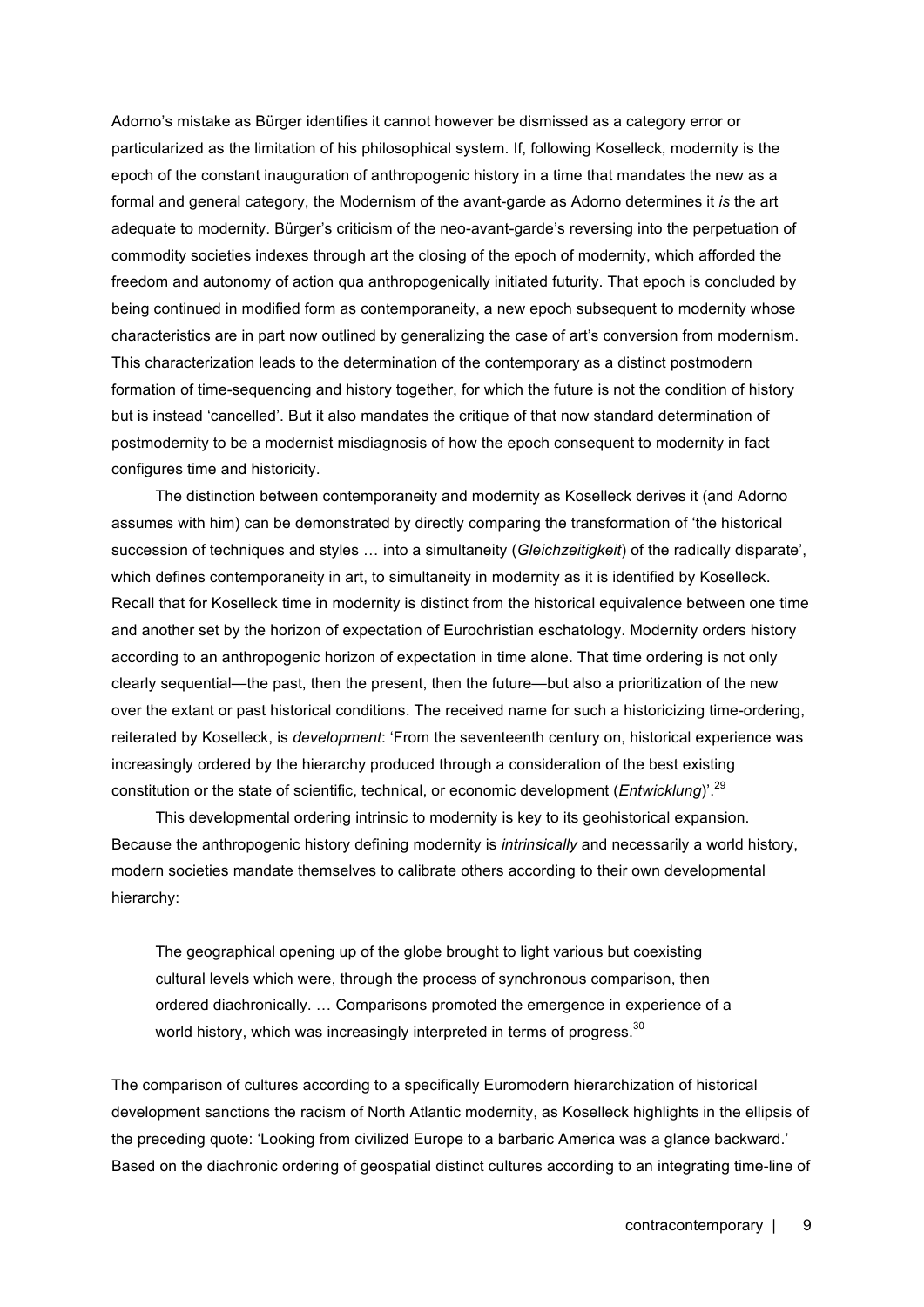Adorno's mistake as Bürger identifies it cannot however be dismissed as a category error or particularized as the limitation of his philosophical system. If, following Koselleck, modernity is the epoch of the constant inauguration of anthropogenic history in a time that mandates the new as a formal and general category, the Modernism of the avant-garde as Adorno determines it *is* the art adequate to modernity. Bürger's criticism of the neo-avant-garde's reversing into the perpetuation of commodity societies indexes through art the closing of the epoch of modernity, which afforded the freedom and autonomy of action qua anthropogenically initiated futurity. That epoch is concluded by being continued in modified form as contemporaneity, a new epoch subsequent to modernity whose characteristics are in part now outlined by generalizing the case of art's conversion from modernism. This characterization leads to the determination of the contemporary as a distinct postmodern formation of time-sequencing and history together, for which the future is not the condition of history but is instead 'cancelled'. But it also mandates the critique of that now standard determination of postmodernity to be a modernist misdiagnosis of how the epoch consequent to modernity in fact configures time and historicity.

The distinction between contemporaneity and modernity as Koselleck derives it (and Adorno assumes with him) can be demonstrated by directly comparing the transformation of 'the historical succession of techniques and styles … into a simultaneity (*Gleichzeitigkeit*) of the radically disparate', which defines contemporaneity in art, to simultaneity in modernity as it is identified by Koselleck. Recall that for Koselleck time in modernity is distinct from the historical equivalence between one time and another set by the horizon of expectation of Eurochristian eschatology. Modernity orders history according to an anthropogenic horizon of expectation in time alone. That time ordering is not only clearly sequential—the past, then the present, then the future—but also a prioritization of the new over the extant or past historical conditions. The received name for such a historicizing time-ordering, reiterated by Koselleck, is *development*: 'From the seventeenth century on, historical experience was increasingly ordered by the hierarchy produced through a consideration of the best existing constitution or the state of scientific, technical, or economic development (*Entwicklung*)'.[29]

This developmental ordering intrinsic to modernity is key to its geohistorical expansion. Because the anthropogenic history defining modernity is *intrinsically* and necessarily a world history, modern societies mandate themselves to calibrate others according to their own developmental hierarchy:

> The geographical opening up of the globe brought to light various but coexisting cultural levels which were, through the process of synchronous comparison, then ordered diachronically. … Comparisons promoted the emergence in experience of a world history, which was increasingly interpreted in terms of progress.[30]

The comparison of cultures according to a specifically Euromodern hierarchization of historical development sanctions the racism of North Atlantic modernity, as Koselleck highlights in the ellipsis of the preceding quote: 'Looking from civilized Europe to a barbaric America was a glance backward.' Based on the diachronic ordering of geospatial distinct cultures according to an integrating time-line of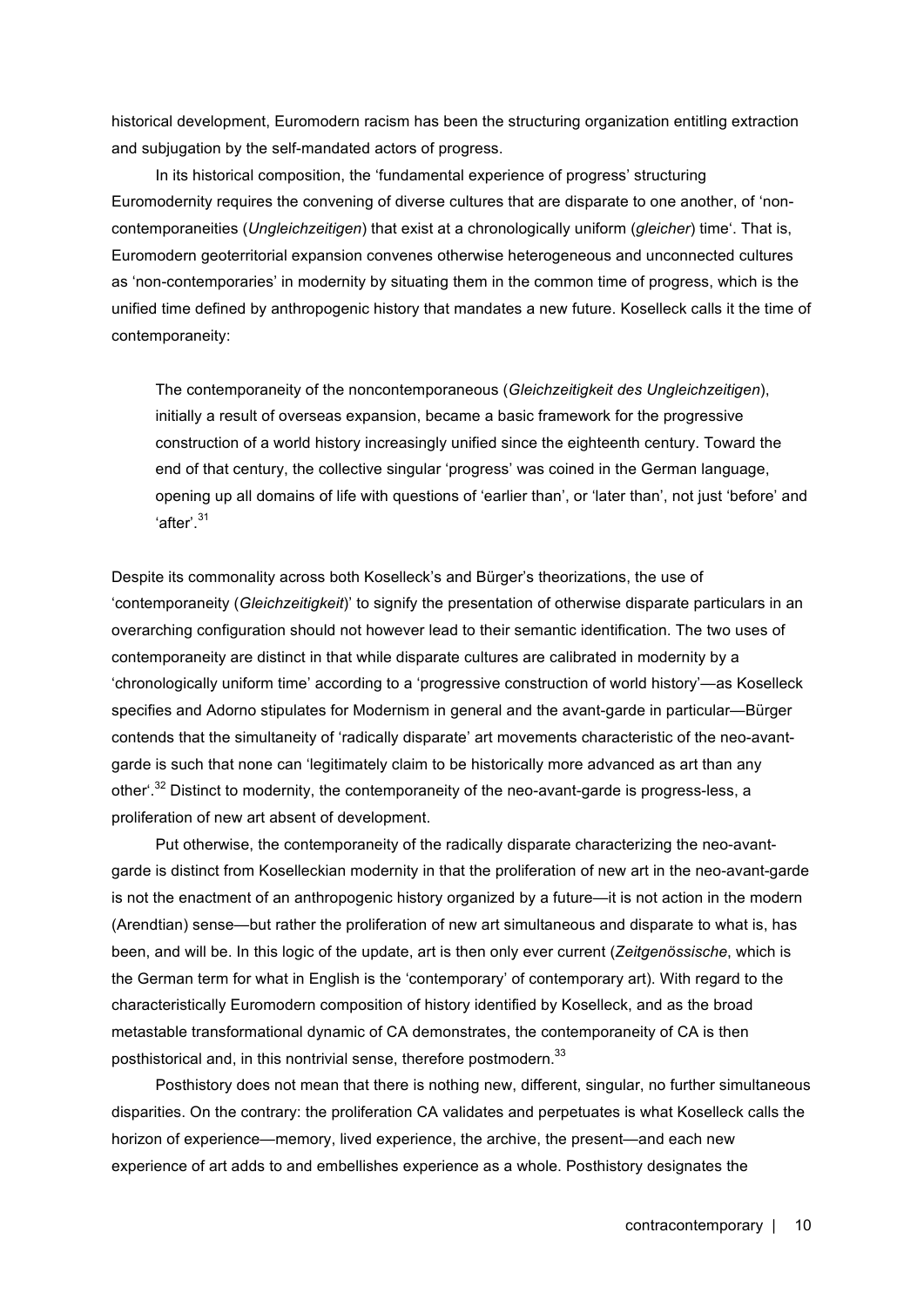historical development, Euromodern racism has been the structuring organization entitling extraction and subjugation by the self-mandated actors of progress.

In its historical composition, the 'fundamental experience of progress' structuring Euromodernity requires the convening of diverse cultures that are disparate to one another, of 'non-contemporaneities (*Ungleichzeitigen*) that exist at a chronologically uniform (*gleicher*) time'. That is, Euromodern geoterritorial expansion convenes otherwise heterogeneous and unconnected cultures as 'non-contemporaries' in modernity by situating them in the common time of progress, which is the unified time defined by anthropogenic history that mandates a new future. Koselleck calls it the time of contemporaneity:

> The contemporaneity of the noncontemporaneous (*Gleichzeitigkeit des Ungleichzeitigen*), initially a result of overseas expansion, became a basic framework for the progressive construction of a world history increasingly unified since the eighteenth century. Toward the end of that century, the collective singular 'progress' was coined in the German language, opening up all domains of life with questions of 'earlier than', or 'later than', not just 'before' and 'after'.[31]

Despite its commonality across both Koselleck's and Bürger's theorizations, the use of 'contemporaneity (*Gleichzeitigkeit*)' to signify the presentation of otherwise disparate particulars in an overarching configuration should not however lead to their semantic identification. The two uses of contemporaneity are distinct in that while disparate cultures are calibrated in modernity by a 'chronologically uniform time' according to a 'progressive construction of world history'—as Koselleck specifies and Adorno stipulates for Modernism in general and the avant-garde in particular—Bürger contends that the simultaneity of 'radically disparate' art movements characteristic of the neo-avant-garde is such that none can 'legitimately claim to be historically more advanced as art than any other'.[32] Distinct to modernity, the contemporaneity of the neo-avant-garde is progress-less, a proliferation of new art absent of development.

Put otherwise, the contemporaneity of the radically disparate characterizing the neo-avant-garde is distinct from Koselleckian modernity in that the proliferation of new art in the neo-avant-garde is not the enactment of an anthropogenic history organized by a future—it is not action in the modern (Arendtian) sense—but rather the proliferation of new art simultaneous and disparate to what is, has been, and will be. In this logic of the update, art is then only ever current (*Zeitgenössische*, which is the German term for what in English is the 'contemporary' of contemporary art). With regard to the characteristically Euromodern composition of history identified by Koselleck, and as the broad metastable transformational dynamic of CA demonstrates, the contemporaneity of CA is then posthistorical and, in this nontrivial sense, therefore postmodern.[33]

Posthistory does not mean that there is nothing new, different, singular, no further simultaneous disparities. On the contrary: the proliferation CA validates and perpetuates is what Koselleck calls the horizon of experience—memory, lived experience, the archive, the present—and each new experience of art adds to and embellishes experience as a whole. Posthistory designates the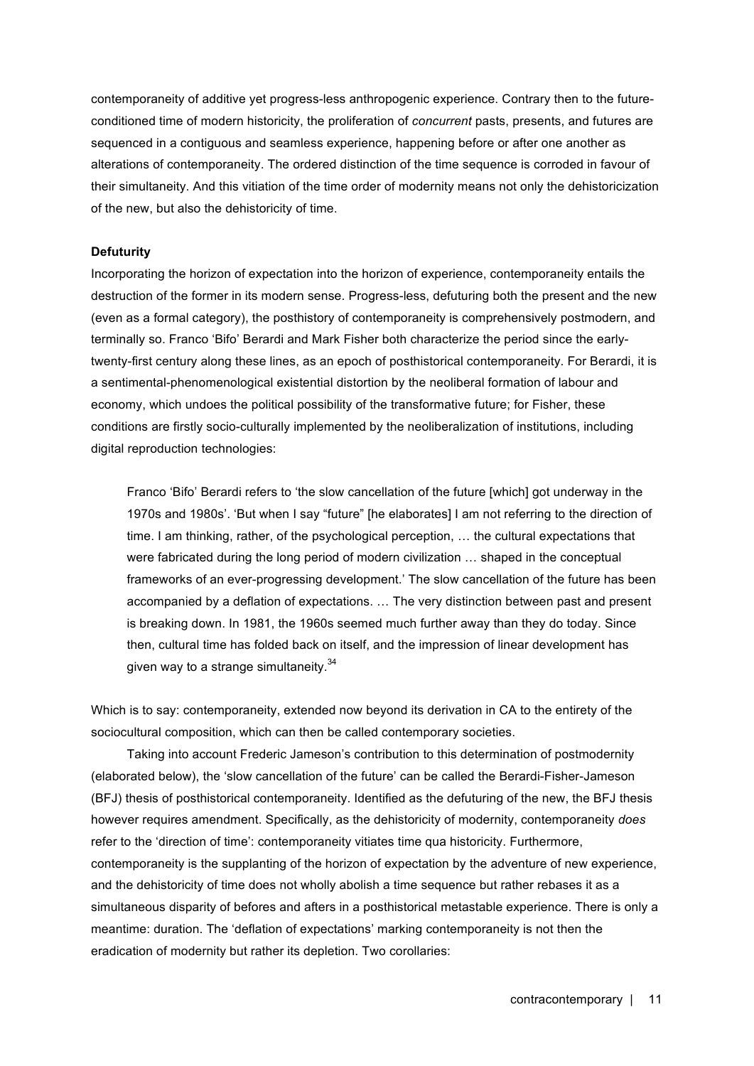contemporaneity of additive yet progress-less anthropogenic experience. Contrary then to the future-conditioned time of modern historicity, the proliferation of *concurrent* pasts, presents, and futures are sequenced in a contiguous and seamless experience, happening before or after one another as alterations of contemporaneity. The ordered distinction of the time sequence is corroded in favour of their simultaneity. And this vitiation of the time order of modernity means not only the dehistoricization of the new, but also the dehistoricity of time.

**Defuturity**

Incorporating the horizon of expectation into the horizon of experience, contemporaneity entails the destruction of the former in its modern sense. Progress-less, defuturing both the present and the new (even as a formal category), the posthistory of contemporaneity is comprehensively postmodern, and terminally so. Franco 'Bifo' Berardi and Mark Fisher both characterize the period since the early-twenty-first century along these lines, as an epoch of posthistorical contemporaneity. For Berardi, it is a sentimental-phenomenological existential distortion by the neoliberal formation of labour and economy, which undoes the political possibility of the transformative future; for Fisher, these conditions are firstly socio-culturally implemented by the neoliberalization of institutions, including digital reproduction technologies:

> Franco 'Bifo' Berardi refers to 'the slow cancellation of the future [which] got underway in the 1970s and 1980s'. 'But when I say "future" [he elaborates] I am not referring to the direction of time. I am thinking, rather, of the psychological perception, … the cultural expectations that were fabricated during the long period of modern civilization … shaped in the conceptual frameworks of an ever-progressing development.' The slow cancellation of the future has been accompanied by a deflation of expectations. … The very distinction between past and present is breaking down. In 1981, the 1960s seemed much further away than they do today. Since then, cultural time has folded back on itself, and the impression of linear development has given way to a strange simultaneity.[34]

Which is to say: contemporaneity, extended now beyond its derivation in CA to the entirety of the sociocultural composition, which can then be called contemporary societies.

Taking into account Frederic Jameson's contribution to this determination of postmodernity (elaborated below), the 'slow cancellation of the future' can be called the Berardi-Fisher-Jameson (BFJ) thesis of posthistorical contemporaneity. Identified as the defuturing of the new, the BFJ thesis however requires amendment. Specifically, as the dehistoricity of modernity, contemporaneity *does* refer to the 'direction of time': contemporaneity vitiates time qua historicity. Furthermore, contemporaneity is the supplanting of the horizon of expectation by the adventure of new experience, and the dehistoricity of time does not wholly abolish a time sequence but rather rebases it as a simultaneous disparity of befores and afters in a posthistorical metastable experience. There is only a meantime: duration. The 'deflation of expectations' marking contemporaneity is not then the eradication of modernity but rather its depletion. Two corollaries: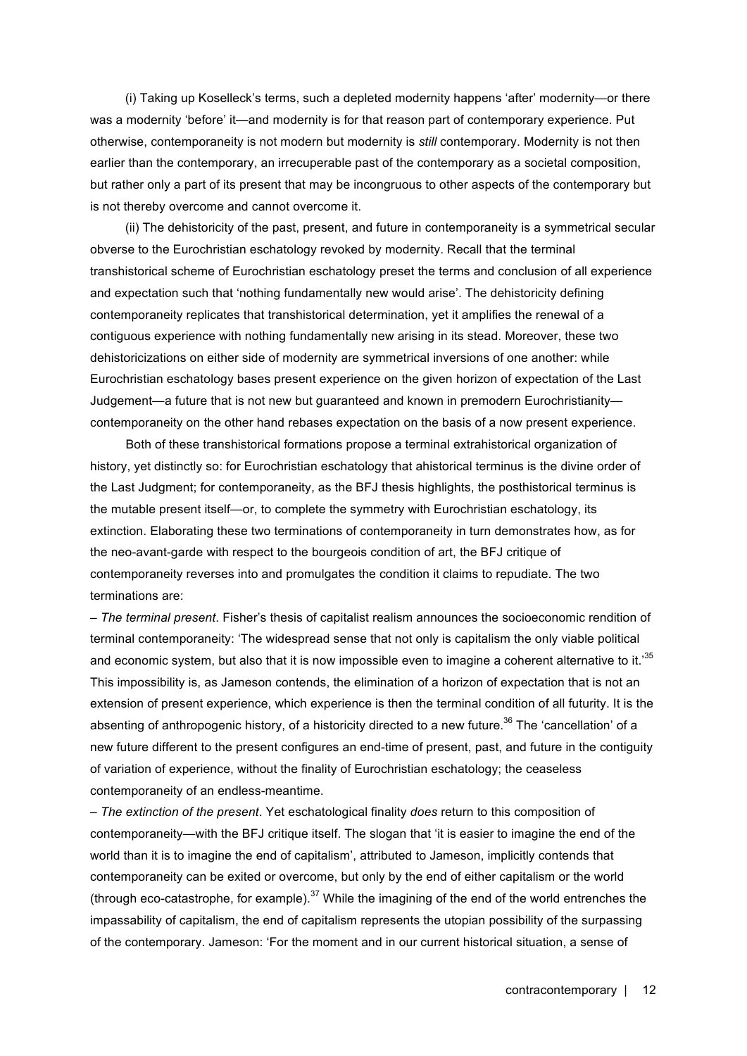(i) Taking up Koselleck's terms, such a depleted modernity happens 'after' modernity—or there was a modernity 'before' it—and modernity is for that reason part of contemporary experience. Put otherwise, contemporaneity is not modern but modernity is *still* contemporary. Modernity is not then earlier than the contemporary, an irrecuperable past of the contemporary as a societal composition, but rather only a part of its present that may be incongruous to other aspects of the contemporary but is not thereby overcome and cannot overcome it.

(ii) The dehistoricity of the past, present, and future in contemporaneity is a symmetrical secular obverse to the Eurochristian eschatology revoked by modernity. Recall that the terminal transhistorical scheme of Eurochristian eschatology preset the terms and conclusion of all experience and expectation such that 'nothing fundamentally new would arise'. The dehistoricity defining contemporaneity replicates that transhistorical determination, yet it amplifies the renewal of a contiguous experience with nothing fundamentally new arising in its stead. Moreover, these two dehistoricizations on either side of modernity are symmetrical inversions of one another: while Eurochristian eschatology bases present experience on the given horizon of expectation of the Last Judgement—a future that is not new but guaranteed and known in premodern Eurochristianity—contemporaneity on the other hand rebases expectation on the basis of a now present experience.

Both of these transhistorical formations propose a terminal extrahistorical organization of history, yet distinctly so: for Eurochristian eschatology that ahistorical terminus is the divine order of the Last Judgment; for contemporaneity, as the BFJ thesis highlights, the posthistorical terminus is the mutable present itself—or, to complete the symmetry with Eurochristian eschatology, its extinction. Elaborating these two terminations of contemporaneity in turn demonstrates how, as for the neo-avant-garde with respect to the bourgeois condition of art, the BFJ critique of contemporaneity reverses into and promulgates the condition it claims to repudiate. The two terminations are:

– *The terminal present*. Fisher's thesis of capitalist realism announces the socioeconomic rendition of terminal contemporaneity: 'The widespread sense that not only is capitalism the only viable political and economic system, but also that it is now impossible even to imagine a coherent alternative to it.'[35] This impossibility is, as Jameson contends, the elimination of a horizon of expectation that is not an extension of present experience, which experience is then the terminal condition of all futurity. It is the absenting of anthropogenic history, of a historicity directed to a new future.[36] The 'cancellation' of a new future different to the present configures an end-time of present, past, and future in the contiguity of variation of experience, without the finality of Eurochristian eschatology; the ceaseless contemporaneity of an endless-meantime.

– *The extinction of the present*. Yet eschatological finality *does* return to this composition of contemporaneity—with the BFJ critique itself. The slogan that 'it is easier to imagine the end of the world than it is to imagine the end of capitalism', attributed to Jameson, implicitly contends that contemporaneity can be exited or overcome, but only by the end of either capitalism or the world (through eco-catastrophe, for example).[37] While the imagining of the end of the world entrenches the impassability of capitalism, the end of capitalism represents the utopian possibility of the surpassing of the contemporary. Jameson: 'For the moment and in our current historical situation, a sense of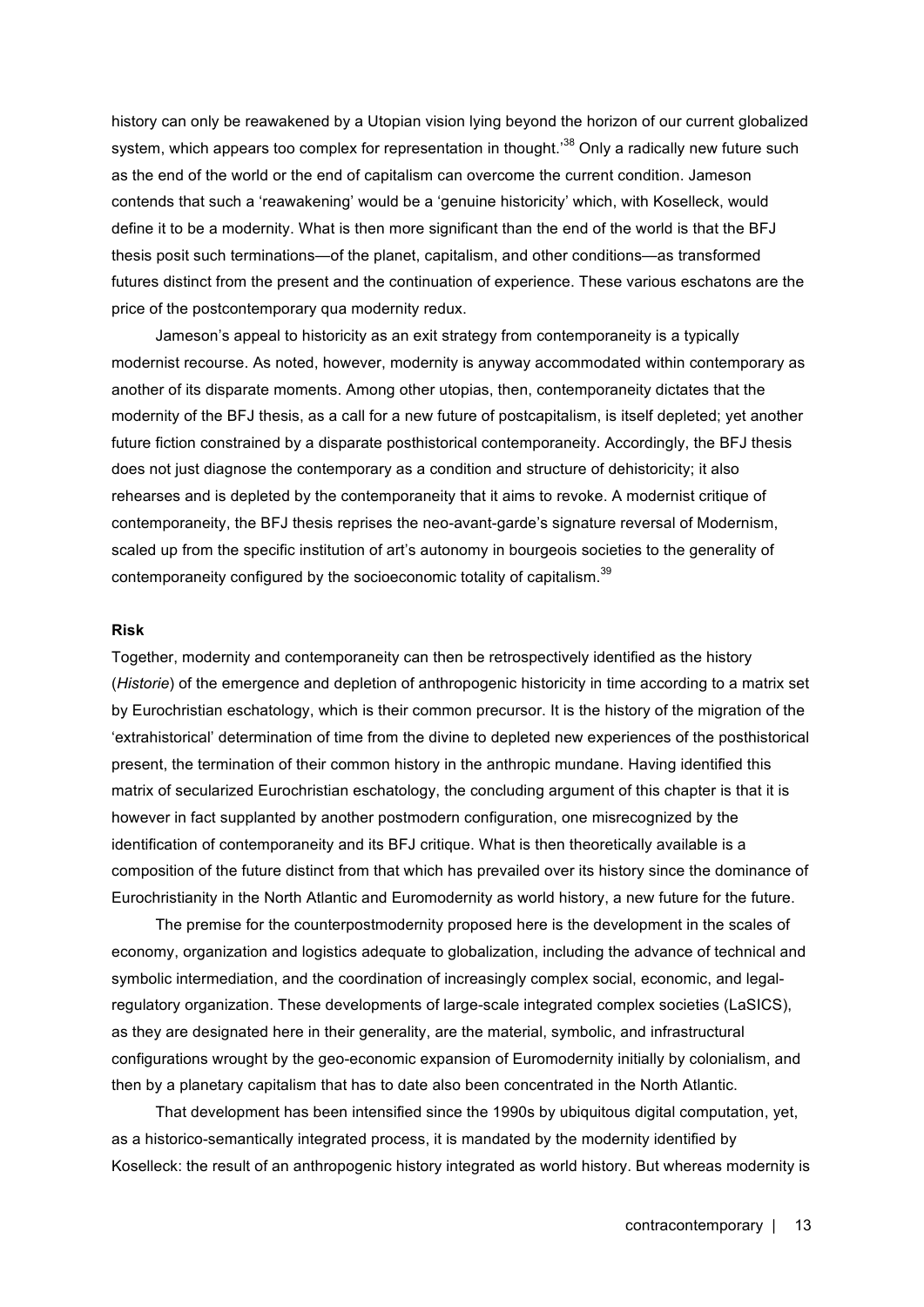history can only be reawakened by a Utopian vision lying beyond the horizon of our current globalized system, which appears too complex for representation in thought.'[38] Only a radically new future such as the end of the world or the end of capitalism can overcome the current condition. Jameson contends that such a 'reawakening' would be a 'genuine historicity' which, with Koselleck, would define it to be a modernity. What is then more significant than the end of the world is that the BFJ thesis posit such terminations—of the planet, capitalism, and other conditions—as transformed futures distinct from the present and the continuation of experience. These various eschatons are the price of the postcontemporary qua modernity redux.

Jameson's appeal to historicity as an exit strategy from contemporaneity is a typically modernist recourse. As noted, however, modernity is anyway accommodated within contemporary as another of its disparate moments. Among other utopias, then, contemporaneity dictates that the modernity of the BFJ thesis, as a call for a new future of postcapitalism, is itself depleted; yet another future fiction constrained by a disparate posthistorical contemporaneity. Accordingly, the BFJ thesis does not just diagnose the contemporary as a condition and structure of dehistoricity; it also rehearses and is depleted by the contemporaneity that it aims to revoke. A modernist critique of contemporaneity, the BFJ thesis reprises the neo-avant-garde's signature reversal of Modernism, scaled up from the specific institution of art's autonomy in bourgeois societies to the generality of contemporaneity configured by the socioeconomic totality of capitalism.[39]

**Risk**

Together, modernity and contemporaneity can then be retrospectively identified as the history (*Historie*) of the emergence and depletion of anthropogenic historicity in time according to a matrix set by Eurochristian eschatology, which is their common precursor. It is the history of the migration of the 'extrahistorical' determination of time from the divine to depleted new experiences of the posthistorical present, the termination of their common history in the anthropic mundane. Having identified this matrix of secularized Eurochristian eschatology, the concluding argument of this chapter is that it is however in fact supplanted by another postmodern configuration, one misrecognized by the identification of contemporaneity and its BFJ critique. What is then theoretically available is a composition of the future distinct from that which has prevailed over its history since the dominance of Eurochristianity in the North Atlantic and Euromodernity as world history, a new future for the future.

The premise for the counterpostmodernity proposed here is the development in the scales of economy, organization and logistics adequate to globalization, including the advance of technical and symbolic intermediation, and the coordination of increasingly complex social, economic, and legal-regulatory organization. These developments of large-scale integrated complex societies (LaSICS), as they are designated here in their generality, are the material, symbolic, and infrastructural configurations wrought by the geo-economic expansion of Euromodernity initially by colonialism, and then by a planetary capitalism that has to date also been concentrated in the North Atlantic.

That development has been intensified since the 1990s by ubiquitous digital computation, yet, as a historico-semantically integrated process, it is mandated by the modernity identified by Koselleck: the result of an anthropogenic history integrated as world history. But whereas modernity is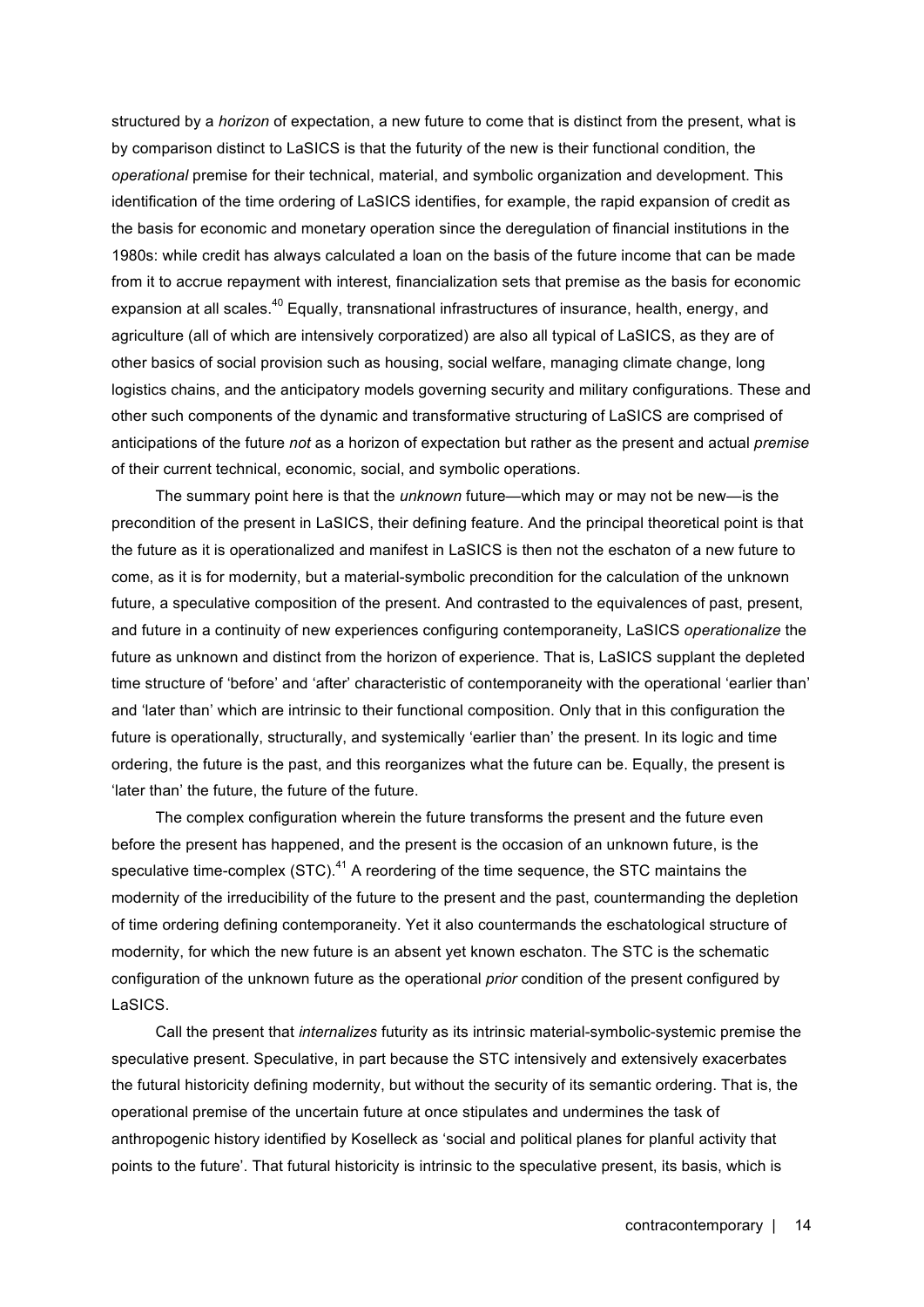structured by a *horizon* of expectation, a new future to come that is distinct from the present, what is by comparison distinct to LaSICS is that the futurity of the new is their functional condition, the *operational* premise for their technical, material, and symbolic organization and development. This identification of the time ordering of LaSICS identifies, for example, the rapid expansion of credit as the basis for economic and monetary operation since the deregulation of financial institutions in the 1980s: while credit has always calculated a loan on the basis of the future income that can be made from it to accrue repayment with interest, financialization sets that premise as the basis for economic expansion at all scales.[40] Equally, transnational infrastructures of insurance, health, energy, and agriculture (all of which are intensively corporatized) are also all typical of LaSICS, as they are of other basics of social provision such as housing, social welfare, managing climate change, long logistics chains, and the anticipatory models governing security and military configurations. These and other such components of the dynamic and transformative structuring of LaSICS are comprised of anticipations of the future *not* as a horizon of expectation but rather as the present and actual *premise* of their current technical, economic, social, and symbolic operations.

The summary point here is that the *unknown* future—which may or may not be new—is the precondition of the present in LaSICS, their defining feature. And the principal theoretical point is that the future as it is operationalized and manifest in LaSICS is then not the eschaton of a new future to come, as it is for modernity, but a material-symbolic precondition for the calculation of the unknown future, a speculative composition of the present. And contrasted to the equivalences of past, present, and future in a continuity of new experiences configuring contemporaneity, LaSICS *operationalize* the future as unknown and distinct from the horizon of experience. That is, LaSICS supplant the depleted time structure of 'before' and 'after' characteristic of contemporaneity with the operational 'earlier than' and 'later than' which are intrinsic to their functional composition. Only that in this configuration the future is operationally, structurally, and systemically 'earlier than' the present. In its logic and time ordering, the future is the past, and this reorganizes what the future can be. Equally, the present is 'later than' the future, the future of the future.

The complex configuration wherein the future transforms the present and the future even before the present has happened, and the present is the occasion of an unknown future, is the speculative time-complex (STC).[41] A reordering of the time sequence, the STC maintains the modernity of the irreducibility of the future to the present and the past, countermanding the depletion of time ordering defining contemporaneity. Yet it also countermands the eschatological structure of modernity, for which the new future is an absent yet known eschaton. The STC is the schematic configuration of the unknown future as the operational *prior* condition of the present configured by LaSICS.

Call the present that *internalizes* futurity as its intrinsic material-symbolic-systemic premise the speculative present. Speculative, in part because the STC intensively and extensively exacerbates the futural historicity defining modernity, but without the security of its semantic ordering. That is, the operational premise of the uncertain future at once stipulates and undermines the task of anthropogenic history identified by Koselleck as 'social and political planes for planful activity that points to the future'. That futural historicity is intrinsic to the speculative present, its basis, which is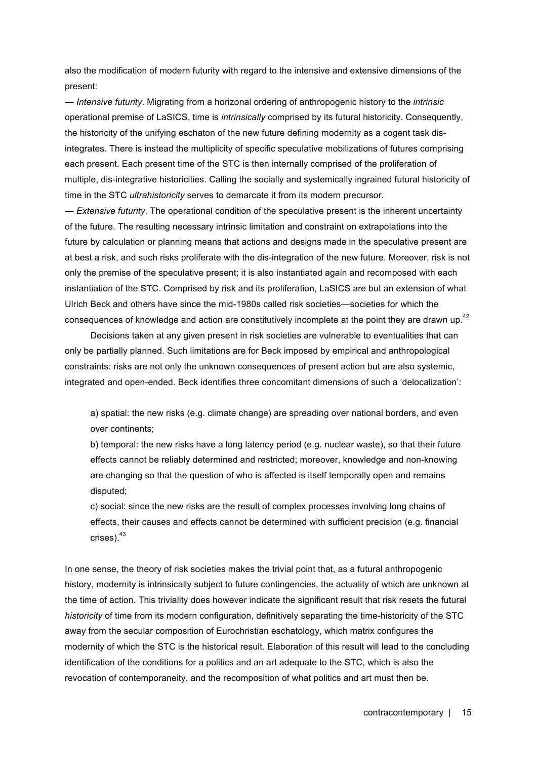also the modification of modern futurity with regard to the intensive and extensive dimensions of the present:

— *Intensive futurity*. Migrating from a horizonal ordering of anthropogenic history to the *intrinsic* operational premise of LaSICS, time is *intrinsically* comprised by its futural historicity. Consequently, the historicity of the unifying eschaton of the new future defining modernity as a cogent task dis-integrates. There is instead the multiplicity of specific speculative mobilizations of futures comprising each present. Each present time of the STC is then internally comprised of the proliferation of multiple, dis-integrative historicities. Calling the socially and systemically ingrained futural historicity of time in the STC *ultrahistoricity* serves to demarcate it from its modern precursor.

— *Extensive futurity*. The operational condition of the speculative present is the inherent uncertainty of the future. The resulting necessary intrinsic limitation and constraint on extrapolations into the future by calculation or planning means that actions and designs made in the speculative present are at best a risk, and such risks proliferate with the dis-integration of the new future. Moreover, risk is not only the premise of the speculative present; it is also instantiated again and recomposed with each instantiation of the STC. Comprised by risk and its proliferation, LaSICS are but an extension of what Ulrich Beck and others have since the mid-1980s called risk societies—societies for which the consequences of knowledge and action are constitutively incomplete at the point they are drawn up.[42]

Decisions taken at any given present in risk societies are vulnerable to eventualities that can only be partially planned. Such limitations are for Beck imposed by empirical and anthropological constraints: risks are not only the unknown consequences of present action but are also systemic, integrated and open-ended. Beck identifies three concomitant dimensions of such a 'delocalization':

> a) spatial: the new risks (e.g. climate change) are spreading over national borders, and even over continents;
>
> b) temporal: the new risks have a long latency period (e.g. nuclear waste), so that their future effects cannot be reliably determined and restricted; moreover, knowledge and non-knowing are changing so that the question of who is affected is itself temporally open and remains disputed;
>
> c) social: since the new risks are the result of complex processes involving long chains of effects, their causes and effects cannot be determined with sufficient precision (e.g. financial crises).[43]

In one sense, the theory of risk societies makes the trivial point that, as a futural anthropogenic history, modernity is intrinsically subject to future contingencies, the actuality of which are unknown at the time of action. This triviality does however indicate the significant result that risk resets the futural *historicity* of time from its modern configuration, definitively separating the time-historicity of the STC away from the secular composition of Eurochristian eschatology, which matrix configures the modernity of which the STC is the historical result. Elaboration of this result will lead to the concluding identification of the conditions for a politics and an art adequate to the STC, which is also the revocation of contemporaneity, and the recomposition of what politics and art must then be.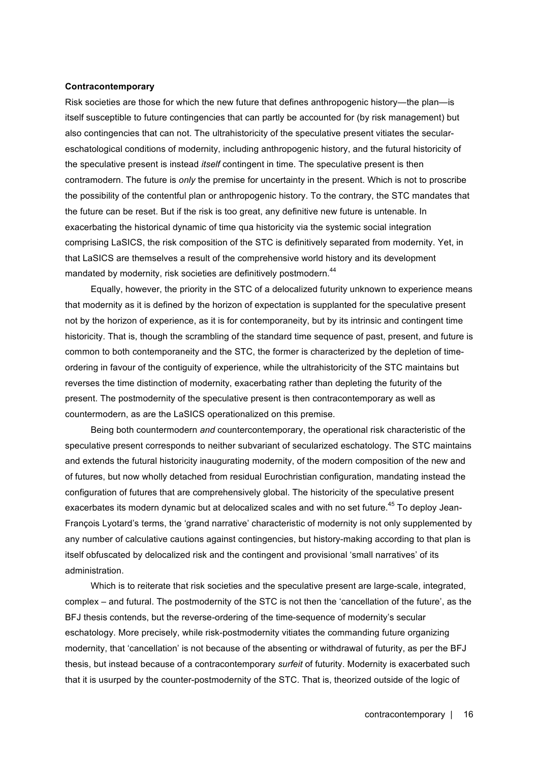**Contracontemporary**

Risk societies are those for which the new future that defines anthropogenic history—the plan—is itself susceptible to future contingencies that can partly be accounted for (by risk management) but also contingencies that can not. The ultrahistoricity of the speculative present vitiates the secular-eschatological conditions of modernity, including anthropogenic history, and the futural historicity of the speculative present is instead *itself* contingent in time. The speculative present is then contramodern. The future is *only* the premise for uncertainty in the present. Which is not to proscribe the possibility of the contentful plan or anthropogenic history. To the contrary, the STC mandates that the future can be reset. But if the risk is too great, any definitive new future is untenable. In exacerbating the historical dynamic of time qua historicity via the systemic social integration comprising LaSICS, the risk composition of the STC is definitively separated from modernity. Yet, in that LaSICS are themselves a result of the comprehensive world history and its development mandated by modernity, risk societies are definitively postmodern.[44]

Equally, however, the priority in the STC of a delocalized futurity unknown to experience means that modernity as it is defined by the horizon of expectation is supplanted for the speculative present not by the horizon of experience, as it is for contemporaneity, but by its intrinsic and contingent time historicity. That is, though the scrambling of the standard time sequence of past, present, and future is common to both contemporaneity and the STC, the former is characterized by the depletion of time-ordering in favour of the contiguity of experience, while the ultrahistoricity of the STC maintains but reverses the time distinction of modernity, exacerbating rather than depleting the futurity of the present. The postmodernity of the speculative present is then contracontemporary as well as countermodern, as are the LaSICS operationalized on this premise.

Being both countermodern *and* countercontemporary, the operational risk characteristic of the speculative present corresponds to neither subvariant of secularized eschatology. The STC maintains and extends the futural historicity inaugurating modernity, of the modern composition of the new and of futures, but now wholly detached from residual Eurochristian configuration, mandating instead the configuration of futures that are comprehensively global. The historicity of the speculative present exacerbates its modern dynamic but at delocalized scales and with no set future.[45] To deploy Jean-François Lyotard's terms, the 'grand narrative' characteristic of modernity is not only supplemented by any number of calculative cautions against contingencies, but history-making according to that plan is itself obfuscated by delocalized risk and the contingent and provisional 'small narratives' of its administration.

Which is to reiterate that risk societies and the speculative present are large-scale, integrated, complex – and futural. The postmodernity of the STC is not then the 'cancellation of the future', as the BFJ thesis contends, but the reverse-ordering of the time-sequence of modernity's secular eschatology. More precisely, while risk-postmodernity vitiates the commanding future organizing modernity, that 'cancellation' is not because of the absenting or withdrawal of futurity, as per the BFJ thesis, but instead because of a contracontemporary *surfeit* of futurity. Modernity is exacerbated such that it is usurped by the counter-postmodernity of the STC. That is, theorized outside of the logic of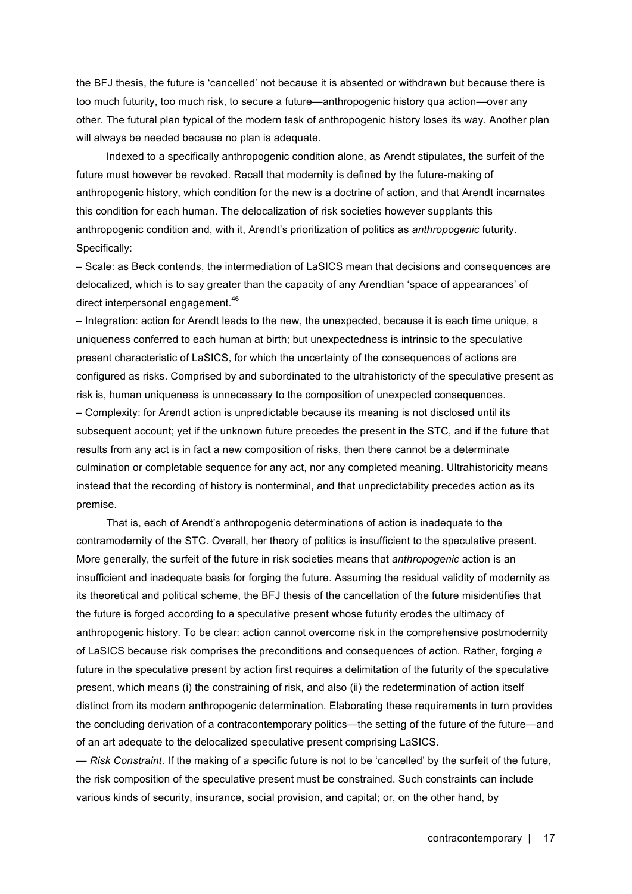the BFJ thesis, the future is 'cancelled' not because it is absented or withdrawn but because there is too much futurity, too much risk, to secure a future—anthropogenic history qua action—over any other. The futural plan typical of the modern task of anthropogenic history loses its way. Another plan will always be needed because no plan is adequate.

Indexed to a specifically anthropogenic condition alone, as Arendt stipulates, the surfeit of the future must however be revoked. Recall that modernity is defined by the future-making of anthropogenic history, which condition for the new is a doctrine of action, and that Arendt incarnates this condition for each human. The delocalization of risk societies however supplants this anthropogenic condition and, with it, Arendt's prioritization of politics as *anthropogenic* futurity. Specifically:

– Scale: as Beck contends, the intermediation of LaSICS mean that decisions and consequences are delocalized, which is to say greater than the capacity of any Arendtian 'space of appearances' of direct interpersonal engagement.[46]

– Integration: action for Arendt leads to the new, the unexpected, because it is each time unique, a uniqueness conferred to each human at birth; but unexpectedness is intrinsic to the speculative present characteristic of LaSICS, for which the uncertainty of the consequences of actions are configured as risks. Comprised by and subordinated to the ultrahistoricty of the speculative present as risk is, human uniqueness is unnecessary to the composition of unexpected consequences.

– Complexity: for Arendt action is unpredictable because its meaning is not disclosed until its subsequent account; yet if the unknown future precedes the present in the STC, and if the future that results from any act is in fact a new composition of risks, then there cannot be a determinate culmination or completable sequence for any act, nor any completed meaning. Ultrahistoricity means instead that the recording of history is nonterminal, and that unpredictability precedes action as its premise.

That is, each of Arendt's anthropogenic determinations of action is inadequate to the contramodernity of the STC. Overall, her theory of politics is insufficient to the speculative present. More generally, the surfeit of the future in risk societies means that *anthropogenic* action is an insufficient and inadequate basis for forging the future. Assuming the residual validity of modernity as its theoretical and political scheme, the BFJ thesis of the cancellation of the future misidentifies that the future is forged according to a speculative present whose futurity erodes the ultimacy of anthropogenic history. To be clear: action cannot overcome risk in the comprehensive postmodernity of LaSICS because risk comprises the preconditions and consequences of action. Rather, forging *a* future in the speculative present by action first requires a delimitation of the futurity of the speculative present, which means (i) the constraining of risk, and also (ii) the redetermination of action itself distinct from its modern anthropogenic determination. Elaborating these requirements in turn provides the concluding derivation of a contracontemporary politics—the setting of the future of the future—and of an art adequate to the delocalized speculative present comprising LaSICS.

— *Risk Constraint*. If the making of *a* specific future is not to be 'cancelled' by the surfeit of the future, the risk composition of the speculative present must be constrained. Such constraints can include various kinds of security, insurance, social provision, and capital; or, on the other hand, by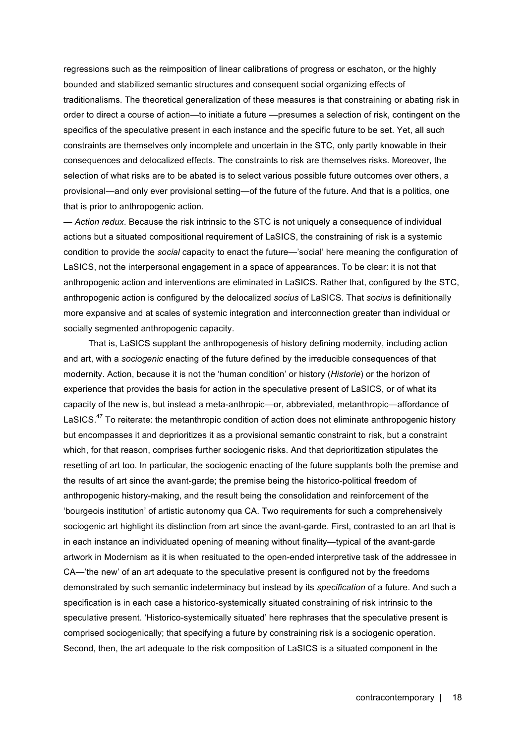regressions such as the reimposition of linear calibrations of progress or eschaton, or the highly bounded and stabilized semantic structures and consequent social organizing effects of traditionalisms. The theoretical generalization of these measures is that constraining or abating risk in order to direct a course of action—to initiate a future —presumes a selection of risk, contingent on the specifics of the speculative present in each instance and the specific future to be set. Yet, all such constraints are themselves only incomplete and uncertain in the STC, only partly knowable in their consequences and delocalized effects. The constraints to risk are themselves risks. Moreover, the selection of what risks are to be abated is to select various possible future outcomes over others, a provisional—and only ever provisional setting—of the future of the future. And that is a politics, one that is prior to anthropogenic action.

— *Action redux*. Because the risk intrinsic to the STC is not uniquely a consequence of individual actions but a situated compositional requirement of LaSICS, the constraining of risk is a systemic condition to provide the *social* capacity to enact the future—'social' here meaning the configuration of LaSICS, not the interpersonal engagement in a space of appearances. To be clear: it is not that anthropogenic action and interventions are eliminated in LaSICS. Rather that, configured by the STC, anthropogenic action is configured by the delocalized *socius* of LaSICS. That *socius* is definitionally more expansive and at scales of systemic integration and interconnection greater than individual or socially segmented anthropogenic capacity.

That is, LaSICS supplant the anthropogenesis of history defining modernity, including action and art, with a *sociogenic* enacting of the future defined by the irreducible consequences of that modernity. Action, because it is not the 'human condition' or history (*Historie*) or the horizon of experience that provides the basis for action in the speculative present of LaSICS, or of what its capacity of the new is, but instead a meta-anthropic—or, abbreviated, metanthropic—affordance of LaSICS.[47] To reiterate: the metanthropic condition of action does not eliminate anthropogenic history but encompasses it and deprioritizes it as a provisional semantic constraint to risk, but a constraint which, for that reason, comprises further sociogenic risks. And that deprioritization stipulates the resetting of art too. In particular, the sociogenic enacting of the future supplants both the premise and the results of art since the avant-garde; the premise being the historico-political freedom of anthropogenic history-making, and the result being the consolidation and reinforcement of the 'bourgeois institution' of artistic autonomy qua CA. Two requirements for such a comprehensively sociogenic art highlight its distinction from art since the avant-garde. First, contrasted to an art that is in each instance an individuated opening of meaning without finality—typical of the avant-garde artwork in Modernism as it is when resituated to the open-ended interpretive task of the addressee in CA—'the new' of an art adequate to the speculative present is configured not by the freedoms demonstrated by such semantic indeterminacy but instead by its *specification* of a future. And such a specification is in each case a historico-systemically situated constraining of risk intrinsic to the speculative present. 'Historico-systemically situated' here rephrases that the speculative present is comprised sociogenically; that specifying a future by constraining risk is a sociogenic operation. Second, then, the art adequate to the risk composition of LaSICS is a situated component in the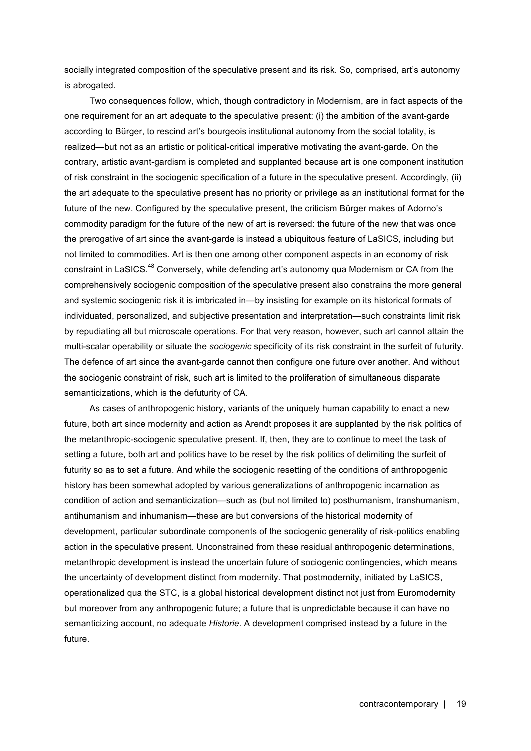socially integrated composition of the speculative present and its risk. So, comprised, art's autonomy is abrogated.

Two consequences follow, which, though contradictory in Modernism, are in fact aspects of the one requirement for an art adequate to the speculative present: (i) the ambition of the avant-garde according to Bürger, to rescind art's bourgeois institutional autonomy from the social totality, is realized—but not as an artistic or political-critical imperative motivating the avant-garde. On the contrary, artistic avant-gardism is completed and supplanted because art is one component institution of risk constraint in the sociogenic specification of a future in the speculative present. Accordingly, (ii) the art adequate to the speculative present has no priority or privilege as an institutional format for the future of the new. Configured by the speculative present, the criticism Bürger makes of Adorno's commodity paradigm for the future of the new of art is reversed: the future of the new that was once the prerogative of art since the avant-garde is instead a ubiquitous feature of LaSICS, including but not limited to commodities. Art is then one among other component aspects in an economy of risk constraint in LaSICS.[48] Conversely, while defending art's autonomy qua Modernism or CA from the comprehensively sociogenic composition of the speculative present also constrains the more general and systemic sociogenic risk it is imbricated in—by insisting for example on its historical formats of individuated, personalized, and subjective presentation and interpretation—such constraints limit risk by repudiating all but microscale operations. For that very reason, however, such art cannot attain the multi-scalar operability or situate the *sociogenic* specificity of its risk constraint in the surfeit of futurity. The defence of art since the avant-garde cannot then configure one future over another. And without the sociogenic constraint of risk, such art is limited to the proliferation of simultaneous disparate semanticizations, which is the defuturity of CA.

As cases of anthropogenic history, variants of the uniquely human capability to enact a new future, both art since modernity and action as Arendt proposes it are supplanted by the risk politics of the metanthropic-sociogenic speculative present. If, then, they are to continue to meet the task of setting a future, both art and politics have to be reset by the risk politics of delimiting the surfeit of futurity so as to set *a* future. And while the sociogenic resetting of the conditions of anthropogenic history has been somewhat adopted by various generalizations of anthropogenic incarnation as condition of action and semanticization—such as (but not limited to) posthumanism, transhumanism, antihumanism and inhumanism—these are but conversions of the historical modernity of development, particular subordinate components of the sociogenic generality of risk-politics enabling action in the speculative present. Unconstrained from these residual anthropogenic determinations, metanthropic development is instead the uncertain future of sociogenic contingencies, which means the uncertainty of development distinct from modernity. That postmodernity, initiated by LaSICS, operationalized qua the STC, is a global historical development distinct not just from Euromodernity but moreover from any anthropogenic future; a future that is unpredictable because it can have no semanticizing account, no adequate *Historie*. A development comprised instead by a future in the future.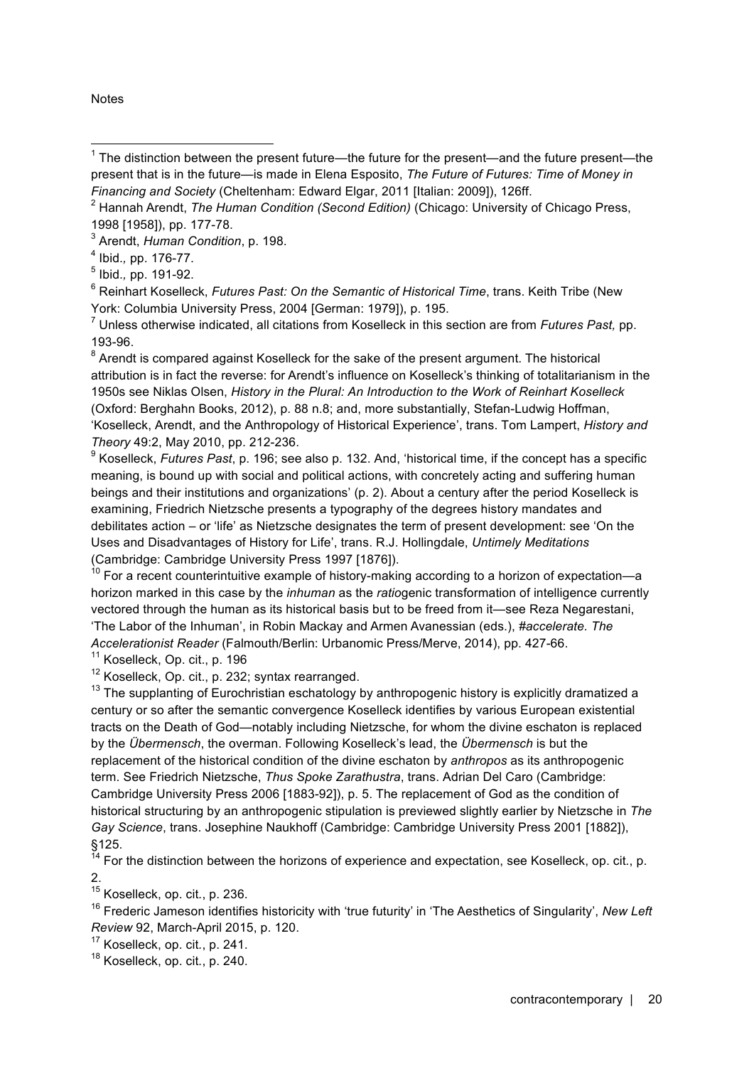Notes

[1] The distinction between the present future—the future for the present—and the future present—the present that is in the future—is made in Elena Esposito, *The Future of Futures: Time of Money in Financing and Society* (Cheltenham: Edward Elgar, 2011 [Italian: 2009]), 126ff.

[2] Hannah Arendt, *The Human Condition (Second Edition)* (Chicago: University of Chicago Press, 1998 [1958]), pp. 177-78.

[3] Arendt, *Human Condition*, p. 198.

[4] Ibid.*,* pp. 176-77.

[5] Ibid.*,* pp. 191-92.

[6] Reinhart Koselleck, *Futures Past: On the Semantic of Historical Time*, trans. Keith Tribe (New York: Columbia University Press, 2004 [German: 1979]), p. 195.

[7] Unless otherwise indicated, all citations from Koselleck in this section are from *Futures Past,* pp. 193-96.

[8] Arendt is compared against Koselleck for the sake of the present argument. The historical attribution is in fact the reverse: for Arendt's influence on Koselleck's thinking of totalitarianism in the 1950s see Niklas Olsen, *History in the Plural: An Introduction to the Work of Reinhart Koselleck* (Oxford: Berghahn Books, 2012), p. 88 n.8; and, more substantially, Stefan-Ludwig Hoffman, 'Koselleck, Arendt, and the Anthropology of Historical Experience', trans. Tom Lampert, *History and Theory* 49:2, May 2010, pp. 212-236.

[9] Koselleck, *Futures Past*, p. 196; see also p. 132. And, 'historical time, if the concept has a specific meaning, is bound up with social and political actions, with concretely acting and suffering human beings and their institutions and organizations' (p. 2). About a century after the period Koselleck is examining, Friedrich Nietzsche presents a typography of the degrees history mandates and debilitates action – or 'life' as Nietzsche designates the term of present development: see 'On the Uses and Disadvantages of History for Life', trans. R.J. Hollingdale, *Untimely Meditations* (Cambridge: Cambridge University Press 1997 [1876]).

[10] For a recent counterintuitive example of history-making according to a horizon of expectation—a horizon marked in this case by the *inhuman* as the *ratio*genic transformation of intelligence currently vectored through the human as its historical basis but to be freed from it—see Reza Negarestani, 'The Labor of the Inhuman', in Robin Mackay and Armen Avanessian (eds.), *#accelerate. The Accelerationist Reader* (Falmouth/Berlin: Urbanomic Press/Merve, 2014), pp. 427-66.

[11] Koselleck, Op. cit., p. 196

[12] Koselleck, Op. cit., p. 232; syntax rearranged.

[13] The supplanting of Eurochristian eschatology by anthropogenic history is explicitly dramatized a century or so after the semantic convergence Koselleck identifies by various European existential tracts on the Death of God—notably including Nietzsche, for whom the divine eschaton is replaced by the *Übermensch*, the overman. Following Koselleck's lead, the *Übermensch* is but the replacement of the historical condition of the divine eschaton by *anthropos* as its anthropogenic term. See Friedrich Nietzsche, *Thus Spoke Zarathustra*, trans. Adrian Del Caro (Cambridge: Cambridge University Press 2006 [1883-92]), p. 5. The replacement of God as the condition of historical structuring by an anthropogenic stipulation is previewed slightly earlier by Nietzsche in *The Gay Science*, trans. Josephine Naukhoff (Cambridge: Cambridge University Press 2001 [1882]), §125.

[14] For the distinction between the horizons of experience and expectation, see Koselleck, op. cit., p. 2.

[15] Koselleck, op. cit., p. 236.

[16] Frederic Jameson identifies historicity with 'true futurity' in 'The Aesthetics of Singularity', *New Left Review* 92, March-April 2015, p. 120.

[17] Koselleck, op. cit., p. 241.

[18] Koselleck, op. cit., p. 240.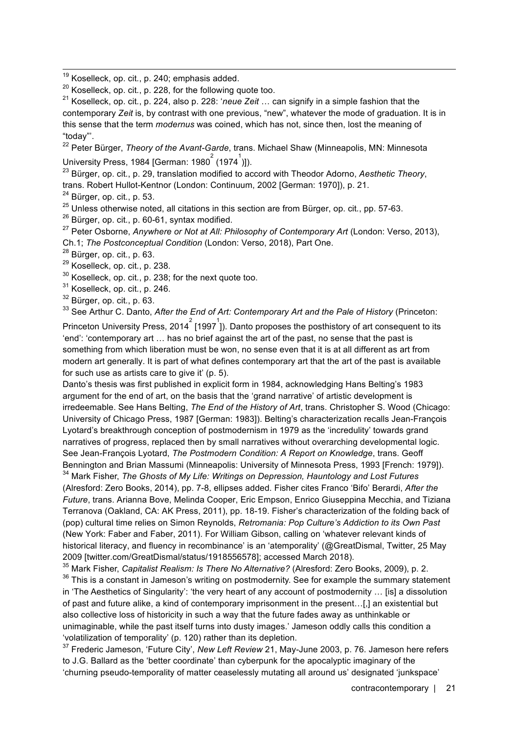[19] Koselleck, op. cit., p. 240; emphasis added.

[20] Koselleck, op. cit., p. 228, for the following quote too.

[21] Koselleck, op. cit., p. 224, also p. 228: '*neue Zeit* … can signify in a simple fashion that the contemporary *Zeit* is, by contrast with one previous, "new", whatever the mode of graduation. It is in this sense that the term *modernus* was coined, which has not, since then, lost the meaning of "today"'.

[22] Peter Bürger, *Theory of the Avant-Garde*, trans. Michael Shaw (Minneapolis, MN: Minnesota University Press, 1984 [German: 1980[2] (1974[1])]).

[23] Bürger, op. cit., p. 29, translation modified to accord with Theodor Adorno, *Aesthetic Theory*, trans. Robert Hullot-Kentnor (London: Continuum, 2002 [German: 1970]), p. 21.

[24] Bürger, op. cit., p. 53.

[25] Unless otherwise noted, all citations in this section are from Bürger, op. cit., pp. 57-63.

[26] Bürger, op. cit., p. 60-61, syntax modified.

[27] Peter Osborne, *Anywhere or Not at All: Philosophy of Contemporary Art* (London: Verso, 2013), Ch.1; *The Postconceptual Condition* (London: Verso, 2018), Part One.

[28] Bürger, op. cit., p. 63.

[29] Koselleck, op. cit., p. 238.

[30] Koselleck, op. cit., p. 238; for the next quote too.

[31] Koselleck, op. cit., p. 246.

[32] Bürger, op. cit., p. 63.

[33] See Arthur C. Danto, *After the End of Art: Contemporary Art and the Pale of History* (Princeton: Princeton University Press, 2014[2] [1997[1]]). Danto proposes the posthistory of art consequent to its 'end': 'contemporary art … has no brief against the art of the past, no sense that the past is something from which liberation must be won, no sense even that it is at all different as art from modern art generally. It is part of what defines contemporary art that the art of the past is available for such use as artists care to give it' (p. 5).
Danto's thesis was first published in explicit form in 1984, acknowledging Hans Belting's 1983 argument for the end of art, on the basis that the 'grand narrative' of artistic development is irredeemable. See Hans Belting, *The End of the History of Art*, trans. Christopher S. Wood (Chicago: University of Chicago Press, 1987 [German: 1983]). Belting's characterization recalls Jean-François Lyotard's breakthrough conception of postmodernism in 1979 as the 'incredulity' towards grand narratives of progress, replaced then by small narratives without overarching developmental logic. See Jean-François Lyotard, *The Postmodern Condition: A Report on Knowledge*, trans. Geoff Bennington and Brian Massumi (Minneapolis: University of Minnesota Press, 1993 [French: 1979]).

[34] Mark Fisher, *The Ghosts of My Life: Writings on Depression, Hauntology and Lost Futures* (Alresford: Zero Books, 2014), pp. 7-8, ellipses added. Fisher cites Franco 'Bifo' Berardi, *After the Future*, trans. Arianna Bove, Melinda Cooper, Eric Empson, Enrico Giuseppina Mecchia, and Tiziana Terranova (Oakland, CA: AK Press, 2011), pp. 18-19. Fisher's characterization of the folding back of (pop) cultural time relies on Simon Reynolds, *Retromania: Pop Culture's Addiction to its Own Past* (New York: Faber and Faber, 2011). For William Gibson, calling on 'whatever relevant kinds of historical literacy, and fluency in recombinance' is an 'atemporality' (@GreatDismal, Twitter, 25 May 2009 [twitter.com/GreatDismal/status/1918556578]; accessed March 2018).

[35] Mark Fisher, *Capitalist Realism: Is There No Alternative?* (Alresford: Zero Books, 2009), p. 2.

[36] This is a constant in Jameson's writing on postmodernity. See for example the summary statement in 'The Aesthetics of Singularity': 'the very heart of any account of postmodernity … [is] a dissolution of past and future alike, a kind of contemporary imprisonment in the present…[,] an existential but also collective loss of historicity in such a way that the future fades away as unthinkable or unimaginable, while the past itself turns into dusty images.' Jameson oddly calls this condition a 'volatilization of temporality' (p. 120) rather than its depletion.

[37] Frederic Jameson, 'Future City', *New Left Review* 21, May-June 2003, p. 76. Jameson here refers to J.G. Ballard as the 'better coordinate' than cyberpunk for the apocalyptic imaginary of the 'churning pseudo-temporality of matter ceaselessly mutating all around us' designated 'junkspace'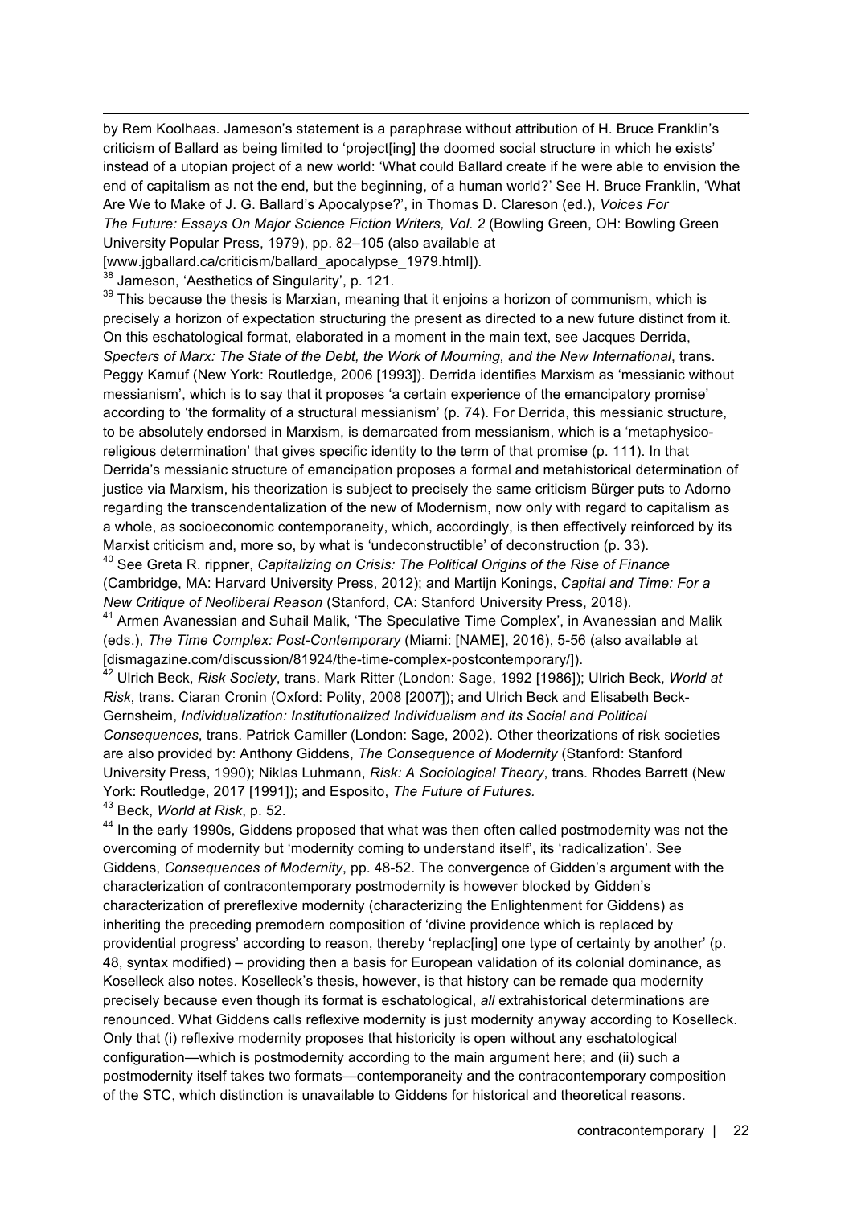by Rem Koolhaas. Jameson's statement is a paraphrase without attribution of H. Bruce Franklin's criticism of Ballard as being limited to 'project[ing] the doomed social structure in which he exists' instead of a utopian project of a new world: 'What could Ballard create if he were able to envision the end of capitalism as not the end, but the beginning, of a human world?' See H. Bruce Franklin, 'What Are We to Make of J. G. Ballard's Apocalypse?', in Thomas D. Clareson (ed.), *Voices For The Future: Essays On Major Science Fiction Writers, Vol. 2* (Bowling Green, OH: Bowling Green University Popular Press, 1979), pp. 82–105 (also available at [www.jgballard.ca/criticism/ballard_apocalypse_1979.html]).

[38] Jameson, 'Aesthetics of Singularity', p. 121.

[39] This because the thesis is Marxian, meaning that it enjoins a horizon of communism, which is precisely a horizon of expectation structuring the present as directed to a new future distinct from it. On this eschatological format, elaborated in a moment in the main text, see Jacques Derrida, *Specters of Marx: The State of the Debt, the Work of Mourning, and the New International*, trans. Peggy Kamuf (New York: Routledge, 2006 [1993]). Derrida identifies Marxism as 'messianic without messianism', which is to say that it proposes 'a certain experience of the emancipatory promise' according to 'the formality of a structural messianism' (p. 74). For Derrida, this messianic structure, to be absolutely endorsed in Marxism, is demarcated from messianism, which is a 'metaphysico-religious determination' that gives specific identity to the term of that promise (p. 111). In that Derrida's messianic structure of emancipation proposes a formal and metahistorical determination of justice via Marxism, his theorization is subject to precisely the same criticism Bürger puts to Adorno regarding the transcendentalization of the new of Modernism, now only with regard to capitalism as a whole, as socioeconomic contemporaneity, which, accordingly, is then effectively reinforced by its Marxist criticism and, more so, by what is 'undeconstructible' of deconstruction (p. 33).

[40] See Greta R. rippner, *Capitalizing on Crisis: The Political Origins of the Rise of Finance* (Cambridge, MA: Harvard University Press, 2012); and Martijn Konings, *Capital and Time: For a New Critique of Neoliberal Reason* (Stanford, CA: Stanford University Press, 2018).

[41] Armen Avanessian and Suhail Malik, 'The Speculative Time Complex', in Avanessian and Malik (eds.), *The Time Complex: Post-Contemporary* (Miami: [NAME], 2016), 5-56 (also available at [dismagazine.com/discussion/81924/the-time-complex-postcontemporary/]).

[42] Ulrich Beck, *Risk Society*, trans. Mark Ritter (London: Sage, 1992 [1986]); Ulrich Beck, *World at Risk*, trans. Ciaran Cronin (Oxford: Polity, 2008 [2007]); and Ulrich Beck and Elisabeth Beck-Gernsheim, *Individualization: Institutionalized Individualism and its Social and Political Consequences*, trans. Patrick Camiller (London: Sage, 2002). Other theorizations of risk societies are also provided by: Anthony Giddens, *The Consequence of Modernity* (Stanford: Stanford University Press, 1990); Niklas Luhmann, *Risk: A Sociological Theory*, trans. Rhodes Barrett (New York: Routledge, 2017 [1991]); and Esposito, *The Future of Futures.*

[43] Beck, *World at Risk*, p. 52.

[44] In the early 1990s, Giddens proposed that what was then often called postmodernity was not the overcoming of modernity but 'modernity coming to understand itself', its 'radicalization'. See Giddens, *Consequences of Modernity*, pp. 48-52. The convergence of Gidden's argument with the characterization of contracontemporary postmodernity is however blocked by Gidden's characterization of prereflexive modernity (characterizing the Enlightenment for Giddens) as inheriting the preceding premodern composition of 'divine providence which is replaced by providential progress' according to reason, thereby 'replac[ing] one type of certainty by another' (p. 48, syntax modified) – providing then a basis for European validation of its colonial dominance, as Koselleck also notes. Koselleck's thesis, however, is that history can be remade qua modernity precisely because even though its format is eschatological, *all* extrahistorical determinations are renounced. What Giddens calls reflexive modernity is just modernity anyway according to Koselleck. Only that (i) reflexive modernity proposes that historicity is open without any eschatological configuration—which is postmodernity according to the main argument here; and (ii) such a postmodernity itself takes two formats—contemporaneity and the contracontemporary composition of the STC, which distinction is unavailable to Giddens for historical and theoretical reasons.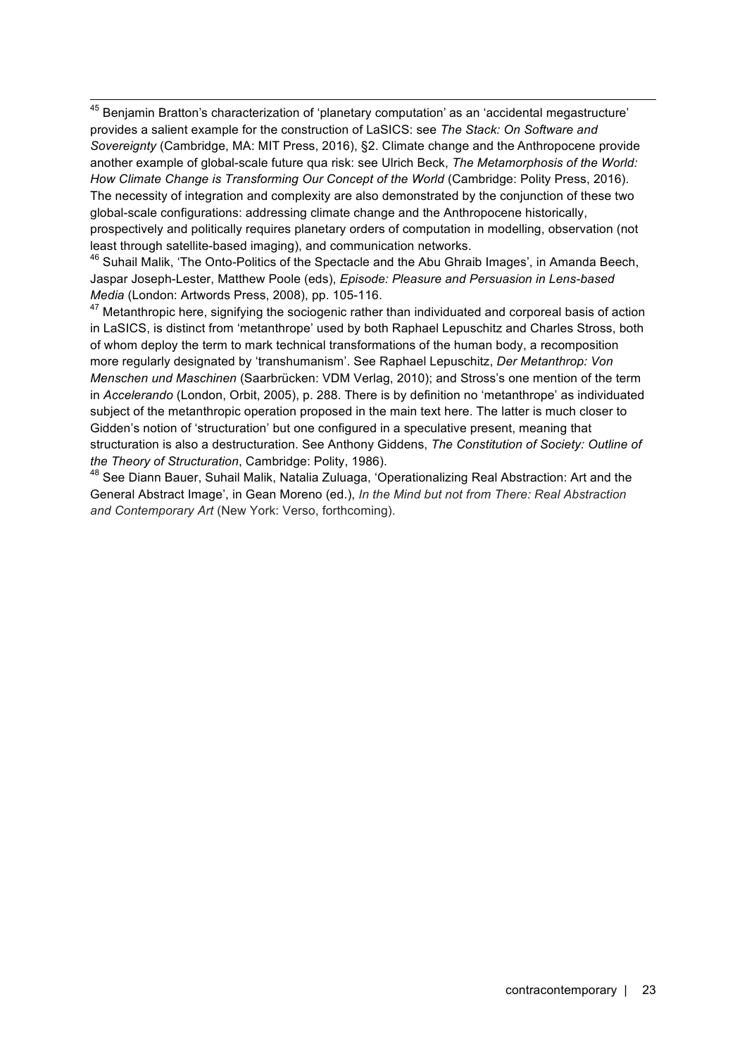[45] Benjamin Bratton's characterization of 'planetary computation' as an 'accidental megastructure' provides a salient example for the construction of LaSICS: see *The Stack: On Software and Sovereignty* (Cambridge, MA: MIT Press, 2016), §2. Climate change and the Anthropocene provide another example of global-scale future qua risk: see Ulrich Beck, *The Metamorphosis of the World: How Climate Change is Transforming Our Concept of the World* (Cambridge: Polity Press, 2016). The necessity of integration and complexity are also demonstrated by the conjunction of these two global-scale configurations: addressing climate change and the Anthropocene historically, prospectively and politically requires planetary orders of computation in modelling, observation (not least through satellite-based imaging), and communication networks.

[46] Suhail Malik, 'The Onto-Politics of the Spectacle and the Abu Ghraib Images', in Amanda Beech, Jaspar Joseph-Lester, Matthew Poole (eds), *Episode: Pleasure and Persuasion in Lens-based Media* (London: Artwords Press, 2008), pp. 105-116.

[47] Metanthropic here, signifying the sociogenic rather than individuated and corporeal basis of action in LaSICS, is distinct from 'metanthrope' used by both Raphael Lepuschitz and Charles Stross, both of whom deploy the term to mark technical transformations of the human body, a recomposition more regularly designated by 'transhumanism'. See Raphael Lepuschitz, *Der Metanthrop: Von Menschen und Maschinen* (Saarbrücken: VDM Verlag, 2010); and Stross's one mention of the term in *Accelerando* (London, Orbit, 2005), p. 288. There is by definition no 'metanthrope' as individuated subject of the metanthropic operation proposed in the main text here. The latter is much closer to Gidden's notion of 'structuration' but one configured in a speculative present, meaning that structuration is also a destructuration. See Anthony Giddens, *The Constitution of Society: Outline of the Theory of Structuration*, Cambridge: Polity, 1986).

[48] See Diann Bauer, Suhail Malik, Natalia Zuluaga, 'Operationalizing Real Abstraction: Art and the General Abstract Image', in Gean Moreno (ed.), *In the Mind but not from There: Real Abstraction and Contemporary Art* (New York: Verso, forthcoming).